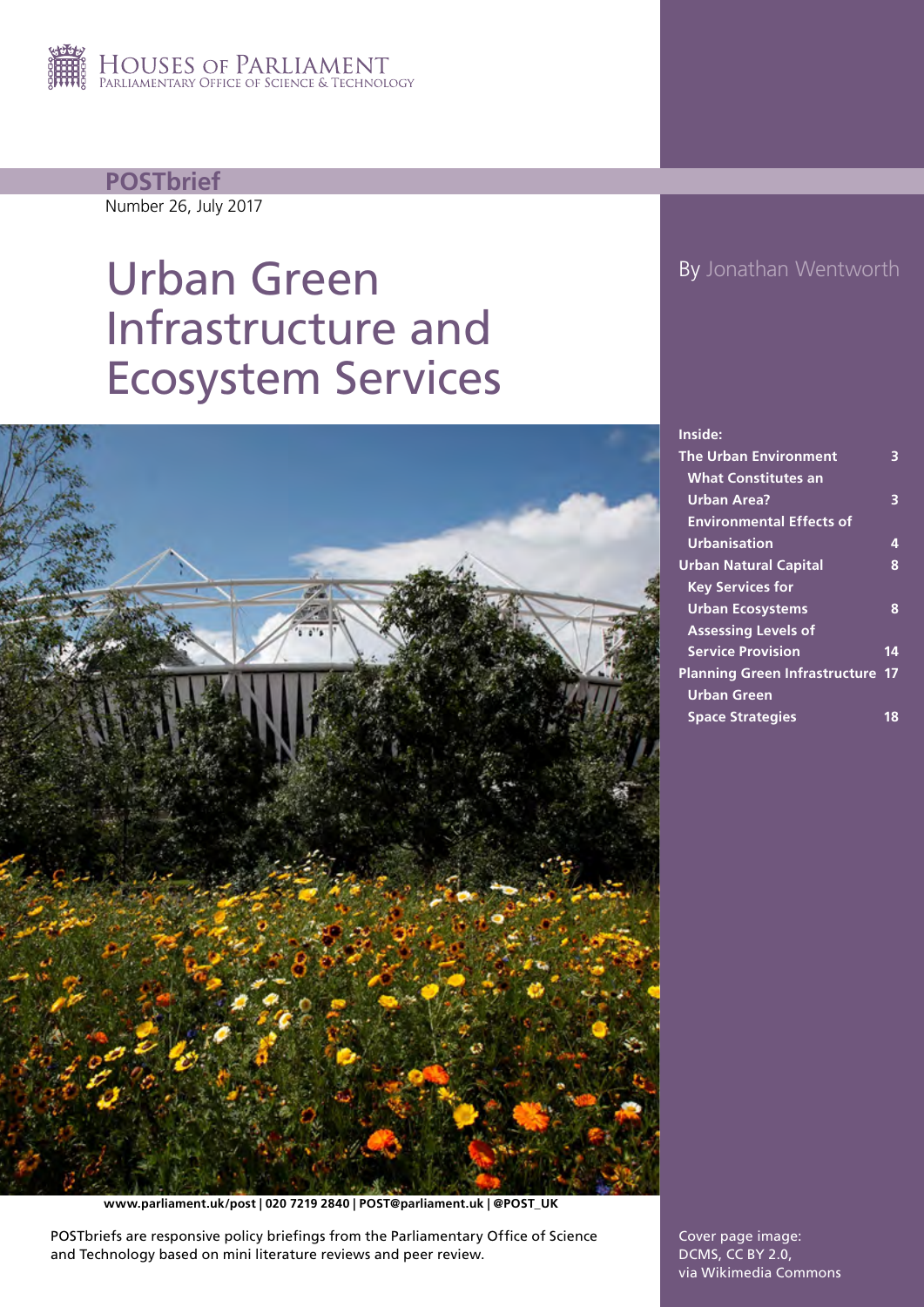HOUSES OF PARLIAMENT
PARLIAMENTARY OFFICE OF SCIENCE & TECHNOLOGY

**POSTbrief**
Number 26, July 2017

# Urban Green Infrastructure and Ecosystem Services

By Jonathan Wentworth

**Inside:**

| | |
|---|---|
| **The Urban Environment** | **3** |
| **What Constitutes an Urban Area?** | **3** |
| **Environmental Effects of Urbanisation** | **4** |
| **Urban Natural Capital** | **8** |
| **Key Services for Urban Ecosystems** | **8** |
| **Assessing Levels of Service Provision** | **14** |
| **Planning Green Infrastructure** | **17** |
| **Urban Green Space Strategies** | **18** |

**www.parliament.uk/post | 020 7219 2840 | POST@parliament.uk | @POST_UK**

POSTbriefs are responsive policy briefings from the Parliamentary Office of Science and Technology based on mini literature reviews and peer review.

Cover page image: DCMS, CC BY 2.0, via Wikimedia Commons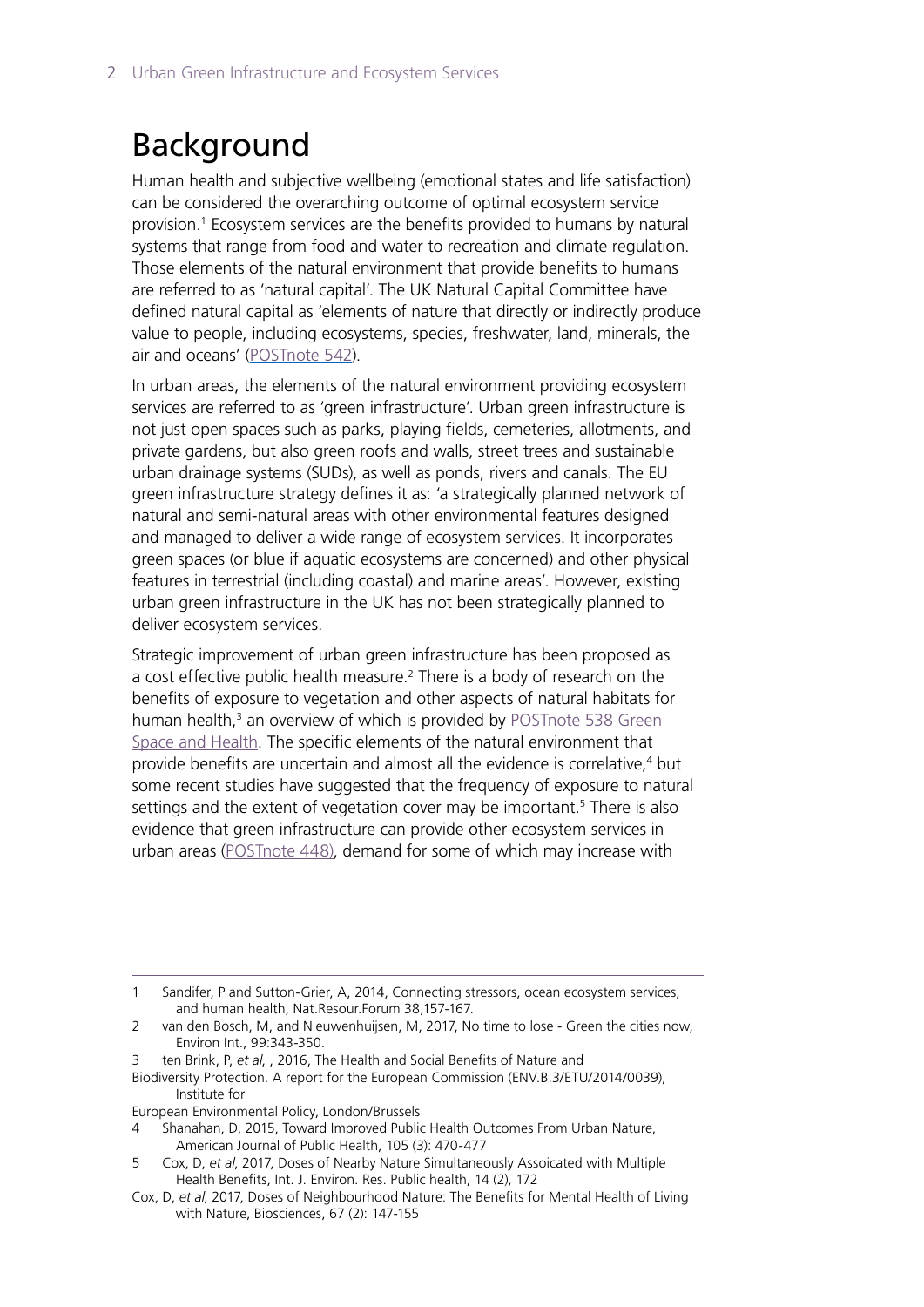# Background

Human health and subjective wellbeing (emotional states and life satisfaction) can be considered the overarching outcome of optimal ecosystem service provision.[1] Ecosystem services are the benefits provided to humans by natural systems that range from food and water to recreation and climate regulation. Those elements of the natural environment that provide benefits to humans are referred to as 'natural capital'. The UK Natural Capital Committee have defined natural capital as 'elements of nature that directly or indirectly produce value to people, including ecosystems, species, freshwater, land, minerals, the air and oceans' (POSTnote 542).

In urban areas, the elements of the natural environment providing ecosystem services are referred to as 'green infrastructure'. Urban green infrastructure is not just open spaces such as parks, playing fields, cemeteries, allotments, and private gardens, but also green roofs and walls, street trees and sustainable urban drainage systems (SUDs), as well as ponds, rivers and canals. The EU green infrastructure strategy defines it as: 'a strategically planned network of natural and semi-natural areas with other environmental features designed and managed to deliver a wide range of ecosystem services. It incorporates green spaces (or blue if aquatic ecosystems are concerned) and other physical features in terrestrial (including coastal) and marine areas'. However, existing urban green infrastructure in the UK has not been strategically planned to deliver ecosystem services.

Strategic improvement of urban green infrastructure has been proposed as a cost effective public health measure.[2] There is a body of research on the benefits of exposure to vegetation and other aspects of natural habitats for human health,[3] an overview of which is provided by POSTnote 538 Green Space and Health. The specific elements of the natural environment that provide benefits are uncertain and almost all the evidence is correlative,[4] but some recent studies have suggested that the frequency of exposure to natural settings and the extent of vegetation cover may be important.[5] There is also evidence that green infrastructure can provide other ecosystem services in urban areas (POSTnote 448), demand for some of which may increase with

---

1 Sandifer, P and Sutton-Grier, A, 2014, Connecting stressors, ocean ecosystem services, and human health, Nat.Resour.Forum 38,157-167.

2 van den Bosch, M, and Nieuwenhuijsen, M, 2017, No time to lose - Green the cities now, Environ Int., 99:343-350.

3 ten Brink, P, *et al*, , 2016, The Health and Social Benefits of Nature and Biodiversity Protection. A report for the European Commission (ENV.B.3/ETU/2014/0039), Institute for European Environmental Policy, London/Brussels

4 Shanahan, D, 2015, Toward Improved Public Health Outcomes From Urban Nature, American Journal of Public Health, 105 (3): 470-477

5 Cox, D, *et al*, 2017, Doses of Nearby Nature Simultaneously Assoicated with Multiple Health Benefits, Int. J. Environ. Res. Public health, 14 (2), 172

Cox, D, *et al*, 2017, Doses of Neighbourhood Nature: The Benefits for Mental Health of Living with Nature, Biosciences, 67 (2): 147-155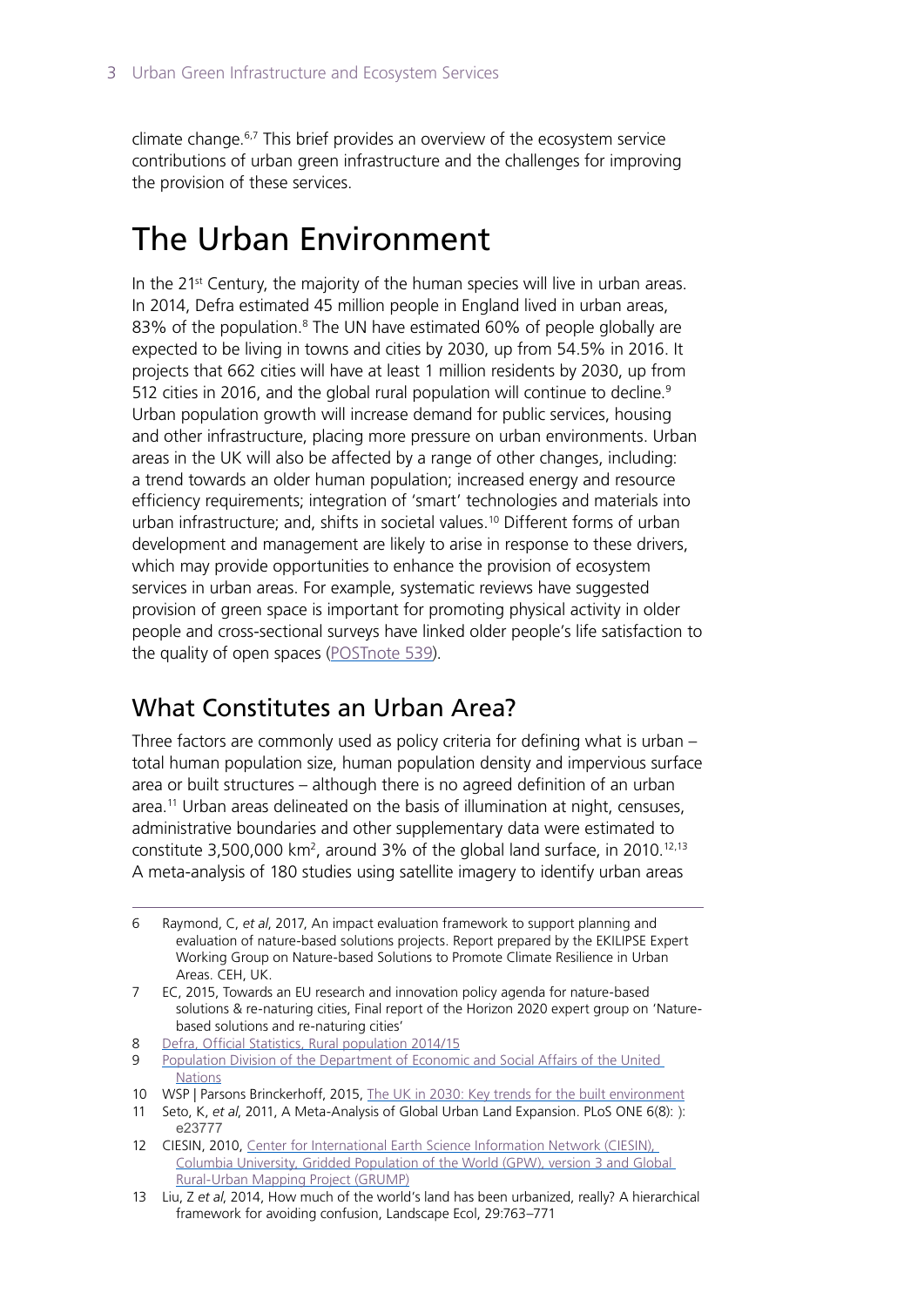climate change.[6,7] This brief provides an overview of the ecosystem service contributions of urban green infrastructure and the challenges for improving the provision of these services.

# The Urban Environment

In the 21st Century, the majority of the human species will live in urban areas. In 2014, Defra estimated 45 million people in England lived in urban areas, 83% of the population.[8] The UN have estimated 60% of people globally are expected to be living in towns and cities by 2030, up from 54.5% in 2016. It projects that 662 cities will have at least 1 million residents by 2030, up from 512 cities in 2016, and the global rural population will continue to decline.[9] Urban population growth will increase demand for public services, housing and other infrastructure, placing more pressure on urban environments. Urban areas in the UK will also be affected by a range of other changes, including: a trend towards an older human population; increased energy and resource efficiency requirements; integration of 'smart' technologies and materials into urban infrastructure; and, shifts in societal values.[10] Different forms of urban development and management are likely to arise in response to these drivers, which may provide opportunities to enhance the provision of ecosystem services in urban areas. For example, systematic reviews have suggested provision of green space is important for promoting physical activity in older people and cross-sectional surveys have linked older people's life satisfaction to the quality of open spaces (POSTnote 539).

## What Constitutes an Urban Area?

Three factors are commonly used as policy criteria for defining what is urban – total human population size, human population density and impervious surface area or built structures – although there is no agreed definition of an urban area.[11] Urban areas delineated on the basis of illumination at night, censuses, administrative boundaries and other supplementary data were estimated to constitute 3,500,000 km$^2$, around 3% of the global land surface, in 2010.[12,13] A meta-analysis of 180 studies using satellite imagery to identify urban areas

6 Raymond, C, *et al*, 2017, An impact evaluation framework to support planning and evaluation of nature-based solutions projects. Report prepared by the EKILIPSE Expert Working Group on Nature-based Solutions to Promote Climate Resilience in Urban Areas. CEH, UK.

7 EC, 2015, Towards an EU research and innovation policy agenda for nature-based solutions & re-naturing cities, Final report of the Horizon 2020 expert group on 'Nature-based solutions and re-naturing cities'

8 Defra, Official Statistics, Rural population 2014/15

9 Population Division of the Department of Economic and Social Affairs of the United Nations

10 WSP | Parsons Brinckerhoff, 2015, The UK in 2030: Key trends for the built environment

11 Seto, K, *et al*, 2011, A Meta-Analysis of Global Urban Land Expansion. PLoS ONE 6(8): ): e23777

12 CIESIN, 2010, Center for International Earth Science Information Network (CIESIN), Columbia University, Gridded Population of the World (GPW), version 3 and Global Rural-Urban Mapping Project (GRUMP)

13 Liu, Z *et al*, 2014, How much of the world's land has been urbanized, really? A hierarchical framework for avoiding confusion, Landscape Ecol, 29:763–771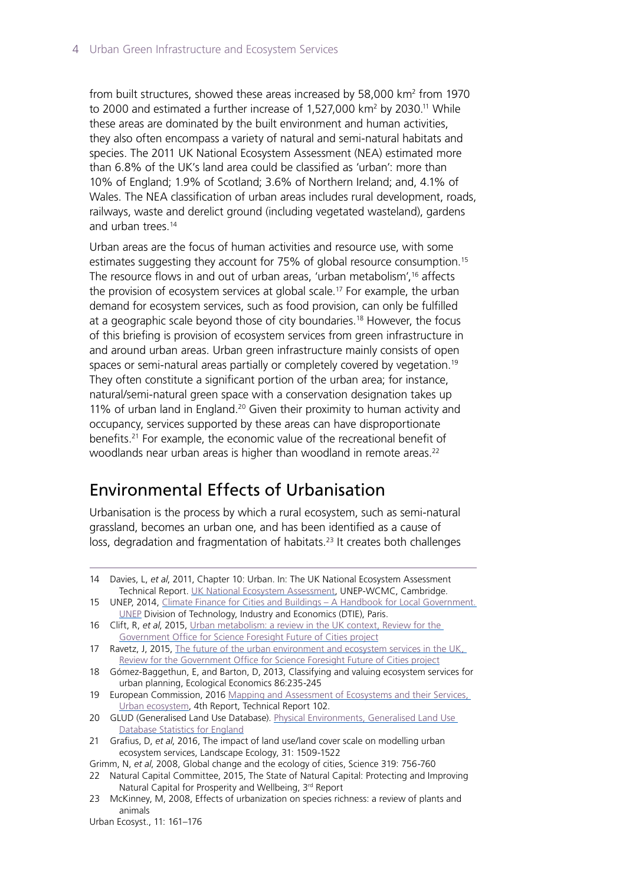from built structures, showed these areas increased by 58,000 km$^2$ from 1970 to 2000 and estimated a further increase of 1,527,000 km$^2$ by 2030.[11] While these areas are dominated by the built environment and human activities, they also often encompass a variety of natural and semi-natural habitats and species. The 2011 UK National Ecosystem Assessment (NEA) estimated more than 6.8% of the UK's land area could be classified as 'urban': more than 10% of England; 1.9% of Scotland; 3.6% of Northern Ireland; and, 4.1% of Wales. The NEA classification of urban areas includes rural development, roads, railways, waste and derelict ground (including vegetated wasteland), gardens and urban trees.[14]

Urban areas are the focus of human activities and resource use, with some estimates suggesting they account for 75% of global resource consumption.[15] The resource flows in and out of urban areas, 'urban metabolism',[16] affects the provision of ecosystem services at global scale.[17] For example, the urban demand for ecosystem services, such as food provision, can only be fulfilled at a geographic scale beyond those of city boundaries.[18] However, the focus of this briefing is provision of ecosystem services from green infrastructure in and around urban areas. Urban green infrastructure mainly consists of open spaces or semi-natural areas partially or completely covered by vegetation.[19] They often constitute a significant portion of the urban area; for instance, natural/semi-natural green space with a conservation designation takes up 11% of urban land in England.[20] Given their proximity to human activity and occupancy, services supported by these areas can have disproportionate benefits.[21] For example, the economic value of the recreational benefit of woodlands near urban areas is higher than woodland in remote areas.[22]

## Environmental Effects of Urbanisation

Urbanisation is the process by which a rural ecosystem, such as semi-natural grassland, becomes an urban one, and has been identified as a cause of loss, degradation and fragmentation of habitats.[23] It creates both challenges

---

14 Davies, L, *et al*, 2011, Chapter 10: Urban. In: The UK National Ecosystem Assessment Technical Report. UK National Ecosystem Assessment, UNEP-WCMC, Cambridge.

15 UNEP, 2014, Climate Finance for Cities and Buildings – A Handbook for Local Government. UNEP Division of Technology, Industry and Economics (DTIE), Paris.

16 Clift, R, *et al*, 2015, Urban metabolism: a review in the UK context, Review for the Government Office for Science Foresight Future of Cities project

17 Ravetz, J, 2015, The future of the urban environment and ecosystem services in the UK, Review for the Government Office for Science Foresight Future of Cities project

18 Gómez-Baggethun, E, and Barton, D, 2013, Classifying and valuing ecosystem services for urban planning, Ecological Economics 86:235-245

19 European Commission, 2016 Mapping and Assessment of Ecosystems and their Services, Urban ecosystem, 4th Report, Technical Report 102.

20 GLUD (Generalised Land Use Database). Physical Environments, Generalised Land Use Database Statistics for England

21 Grafius, D, *et al*, 2016, The impact of land use/land cover scale on modelling urban ecosystem services, Landscape Ecology, 31: 1509-1522

Grimm, N, *et al*, 2008, Global change and the ecology of cities, Science 319: 756-760

22 Natural Capital Committee, 2015, The State of Natural Capital: Protecting and Improving Natural Capital for Prosperity and Wellbeing, 3rd Report

23 McKinney, M, 2008, Effects of urbanization on species richness: a review of plants and animals

Urban Ecosyst., 11: 161–176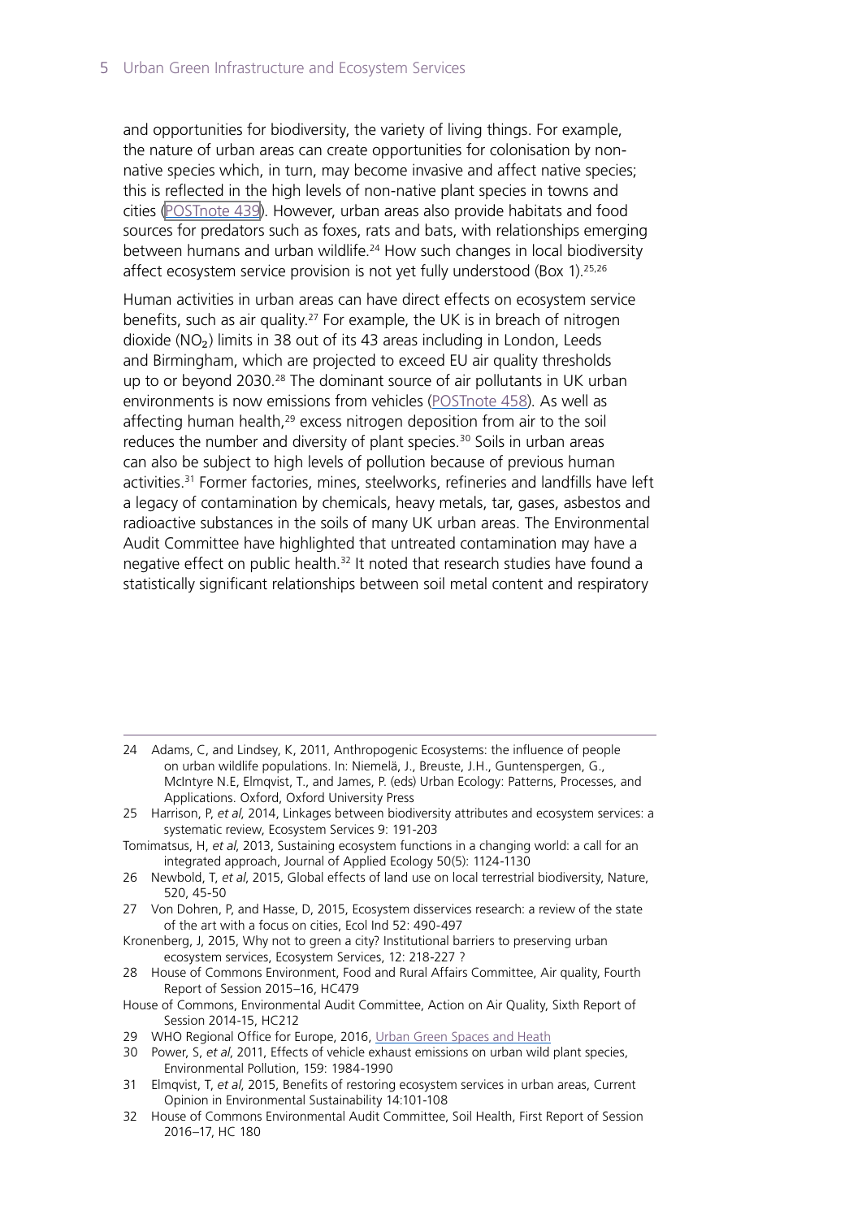and opportunities for biodiversity, the variety of living things. For example, the nature of urban areas can create opportunities for colonisation by non-native species which, in turn, may become invasive and affect native species; this is reflected in the high levels of non-native plant species in towns and cities (POSTnote 439). However, urban areas also provide habitats and food sources for predators such as foxes, rats and bats, with relationships emerging between humans and urban wildlife.[24] How such changes in local biodiversity affect ecosystem service provision is not yet fully understood (Box 1).[25,26]

Human activities in urban areas can have direct effects on ecosystem service benefits, such as air quality.[27] For example, the UK is in breach of nitrogen dioxide ($NO_2$) limits in 38 out of its 43 areas including in London, Leeds and Birmingham, which are projected to exceed EU air quality thresholds up to or beyond 2030.[28] The dominant source of air pollutants in UK urban environments is now emissions from vehicles (POSTnote 458). As well as affecting human health,[29] excess nitrogen deposition from air to the soil reduces the number and diversity of plant species.[30] Soils in urban areas can also be subject to high levels of pollution because of previous human activities.[31] Former factories, mines, steelworks, refineries and landfills have left a legacy of contamination by chemicals, heavy metals, tar, gases, asbestos and radioactive substances in the soils of many UK urban areas. The Environmental Audit Committee have highlighted that untreated contamination may have a negative effect on public health.[32] It noted that research studies have found a statistically significant relationships between soil metal content and respiratory

---

24 Adams, C, and Lindsey, K, 2011, Anthropogenic Ecosystems: the influence of people on urban wildlife populations. In: Niemelä, J., Breuste, J.H., Guntenspergen, G., McIntyre N.E, Elmqvist, T., and James, P. (eds) Urban Ecology: Patterns, Processes, and Applications. Oxford, Oxford University Press

25 Harrison, P, *et al*, 2014, Linkages between biodiversity attributes and ecosystem services: a systematic review, Ecosystem Services 9: 191-203

Tomimatsus, H, *et al*, 2013, Sustaining ecosystem functions in a changing world: a call for an integrated approach, Journal of Applied Ecology 50(5): 1124-1130

26 Newbold, T, *et al*, 2015, Global effects of land use on local terrestrial biodiversity, Nature, 520, 45-50

27 Von Dohren, P, and Hasse, D, 2015, Ecosystem disservices research: a review of the state of the art with a focus on cities, Ecol Ind 52: 490-497

Kronenberg, J, 2015, Why not to green a city? Institutional barriers to preserving urban ecosystem services, Ecosystem Services, 12: 218-227 ?

28 House of Commons Environment, Food and Rural Affairs Committee, Air quality, Fourth Report of Session 2015–16, HC479

House of Commons, Environmental Audit Committee, Action on Air Quality, Sixth Report of Session 2014-15, HC212

29 WHO Regional Office for Europe, 2016, Urban Green Spaces and Heath

30 Power, S, *et al*, 2011, Effects of vehicle exhaust emissions on urban wild plant species, Environmental Pollution, 159: 1984-1990

31 Elmqvist, T, *et al*, 2015, Benefits of restoring ecosystem services in urban areas, Current Opinion in Environmental Sustainability 14:101-108

32 House of Commons Environmental Audit Committee, Soil Health, First Report of Session 2016–17, HC 180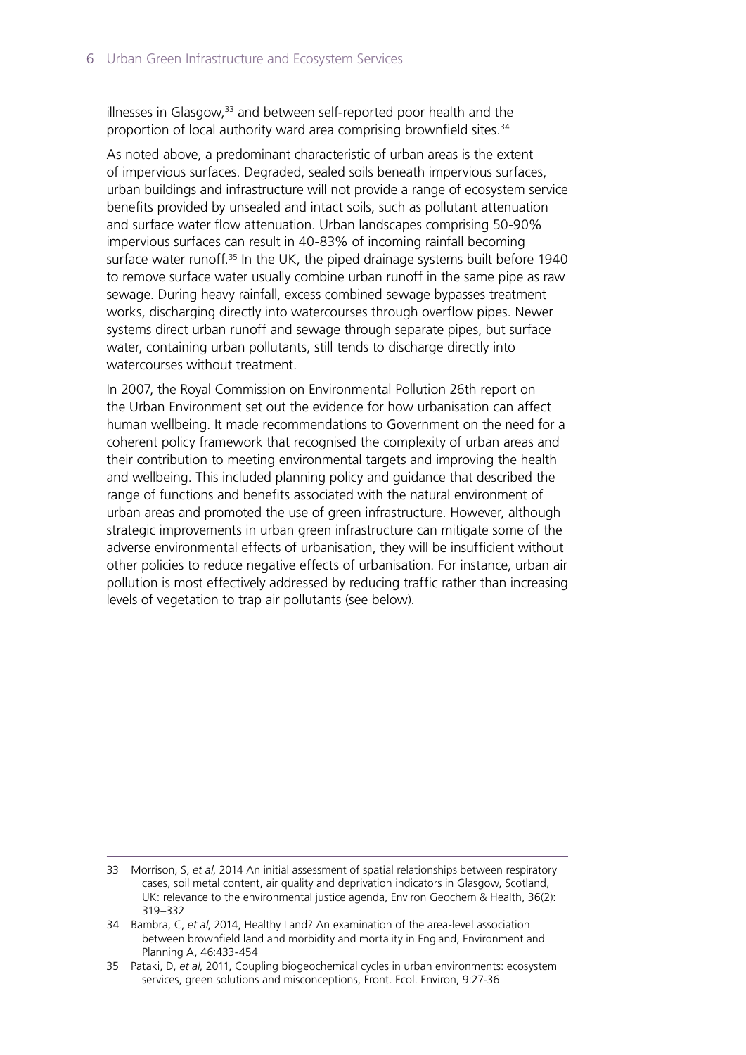illnesses in Glasgow,[33] and between self-reported poor health and the proportion of local authority ward area comprising brownfield sites.[34]

As noted above, a predominant characteristic of urban areas is the extent of impervious surfaces. Degraded, sealed soils beneath impervious surfaces, urban buildings and infrastructure will not provide a range of ecosystem service benefits provided by unsealed and intact soils, such as pollutant attenuation and surface water flow attenuation. Urban landscapes comprising 50-90% impervious surfaces can result in 40-83% of incoming rainfall becoming surface water runoff.[35] In the UK, the piped drainage systems built before 1940 to remove surface water usually combine urban runoff in the same pipe as raw sewage. During heavy rainfall, excess combined sewage bypasses treatment works, discharging directly into watercourses through overflow pipes. Newer systems direct urban runoff and sewage through separate pipes, but surface water, containing urban pollutants, still tends to discharge directly into watercourses without treatment.

In 2007, the Royal Commission on Environmental Pollution 26th report on the Urban Environment set out the evidence for how urbanisation can affect human wellbeing. It made recommendations to Government on the need for a coherent policy framework that recognised the complexity of urban areas and their contribution to meeting environmental targets and improving the health and wellbeing. This included planning policy and guidance that described the range of functions and benefits associated with the natural environment of urban areas and promoted the use of green infrastructure. However, although strategic improvements in urban green infrastructure can mitigate some of the adverse environmental effects of urbanisation, they will be insufficient without other policies to reduce negative effects of urbanisation. For instance, urban air pollution is most effectively addressed by reducing traffic rather than increasing levels of vegetation to trap air pollutants (see below).

---

33 Morrison, S, *et al*, 2014 An initial assessment of spatial relationships between respiratory cases, soil metal content, air quality and deprivation indicators in Glasgow, Scotland, UK: relevance to the environmental justice agenda, Environ Geochem & Health, 36(2): 319–332

34 Bambra, C, *et al*, 2014, Healthy Land? An examination of the area-level association between brownfield land and morbidity and mortality in England, Environment and Planning A, 46:433-454

35 Pataki, D, *et al*, 2011, Coupling biogeochemical cycles in urban environments: ecosystem services, green solutions and misconceptions, Front. Ecol. Environ, 9:27-36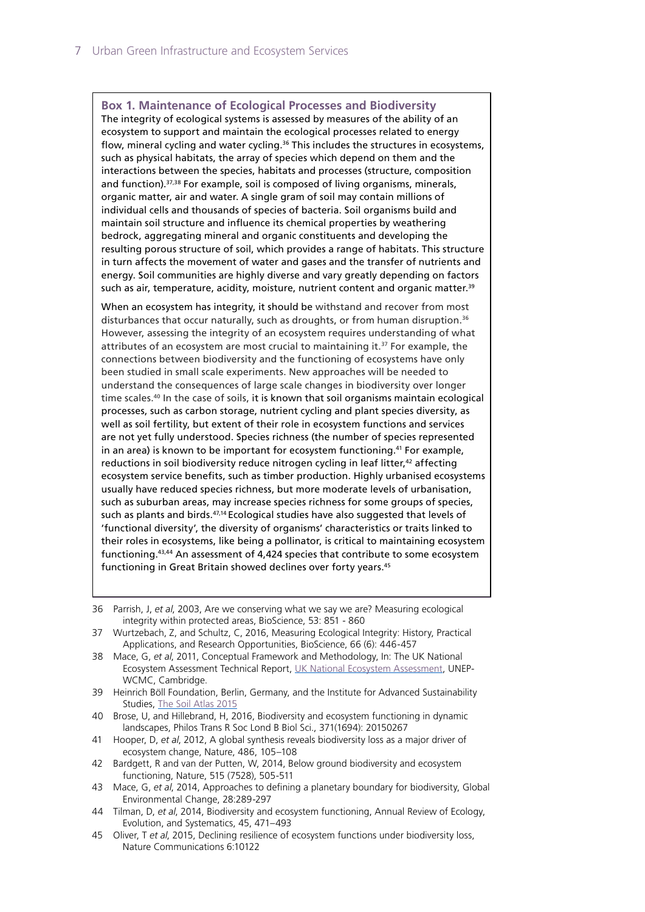### Box 1. Maintenance of Ecological Processes and Biodiversity

The integrity of ecological systems is assessed by measures of the ability of an ecosystem to support and maintain the ecological processes related to energy flow, mineral cycling and water cycling.[36] This includes the structures in ecosystems, such as physical habitats, the array of species which depend on them and the interactions between the species, habitats and processes (structure, composition and function).[37,38] For example, soil is composed of living organisms, minerals, organic matter, air and water. A single gram of soil may contain millions of individual cells and thousands of species of bacteria. Soil organisms build and maintain soil structure and influence its chemical properties by weathering bedrock, aggregating mineral and organic constituents and developing the resulting porous structure of soil, which provides a range of habitats. This structure in turn affects the movement of water and gases and the transfer of nutrients and energy. Soil communities are highly diverse and vary greatly depending on factors such as air, temperature, acidity, moisture, nutrient content and organic matter.[39]

When an ecosystem has integrity, it should be withstand and recover from most disturbances that occur naturally, such as droughts, or from human disruption.[36] However, assessing the integrity of an ecosystem requires understanding of what attributes of an ecosystem are most crucial to maintaining it.[37] For example, the connections between biodiversity and the functioning of ecosystems have only been studied in small scale experiments. New approaches will be needed to understand the consequences of large scale changes in biodiversity over longer time scales.[40] In the case of soils, it is known that soil organisms maintain ecological processes, such as carbon storage, nutrient cycling and plant species diversity, as well as soil fertility, but extent of their role in ecosystem functions and services are not yet fully understood. Species richness (the number of species represented in an area) is known to be important for ecosystem functioning.[41] For example, reductions in soil biodiversity reduce nitrogen cycling in leaf litter,[42] affecting ecosystem service benefits, such as timber production. Highly urbanised ecosystems usually have reduced species richness, but more moderate levels of urbanisation, such as suburban areas, may increase species richness for some groups of species, such as plants and birds.[47,14] Ecological studies have also suggested that levels of 'functional diversity', the diversity of organisms' characteristics or traits linked to their roles in ecosystems, like being a pollinator, is critical to maintaining ecosystem functioning.[43,44] An assessment of 4,424 species that contribute to some ecosystem functioning in Great Britain showed declines over forty years.[45]

36 Parrish, J, *et al*, 2003, Are we conserving what we say we are? Measuring ecological integrity within protected areas, BioScience, 53: 851 - 860

37 Wurtzebach, Z, and Schultz, C, 2016, Measuring Ecological Integrity: History, Practical Applications, and Research Opportunities, BioScience, 66 (6): 446-457

38 Mace, G, *et al*, 2011, Conceptual Framework and Methodology, In: The UK National Ecosystem Assessment Technical Report, UK National Ecosystem Assessment, UNEP-WCMC, Cambridge.

39 Heinrich Böll Foundation, Berlin, Germany, and the Institute for Advanced Sustainability Studies, The Soil Atlas 2015

40 Brose, U, and Hillebrand, H, 2016, Biodiversity and ecosystem functioning in dynamic landscapes, Philos Trans R Soc Lond B Biol Sci., 371(1694): 20150267

41 Hooper, D, *et al*, 2012, A global synthesis reveals biodiversity loss as a major driver of ecosystem change, Nature, 486, 105–108

42 Bardgett, R and van der Putten, W, 2014, Below ground biodiversity and ecosystem functioning, Nature, 515 (7528), 505-511

43 Mace, G, *et al*, 2014, Approaches to defining a planetary boundary for biodiversity, Global Environmental Change, 28:289-297

44 Tilman, D, *et al*, 2014, Biodiversity and ecosystem functioning, Annual Review of Ecology, Evolution, and Systematics, 45, 471–493

45 Oliver, T *et al*, 2015, Declining resilience of ecosystem functions under biodiversity loss, Nature Communications 6:10122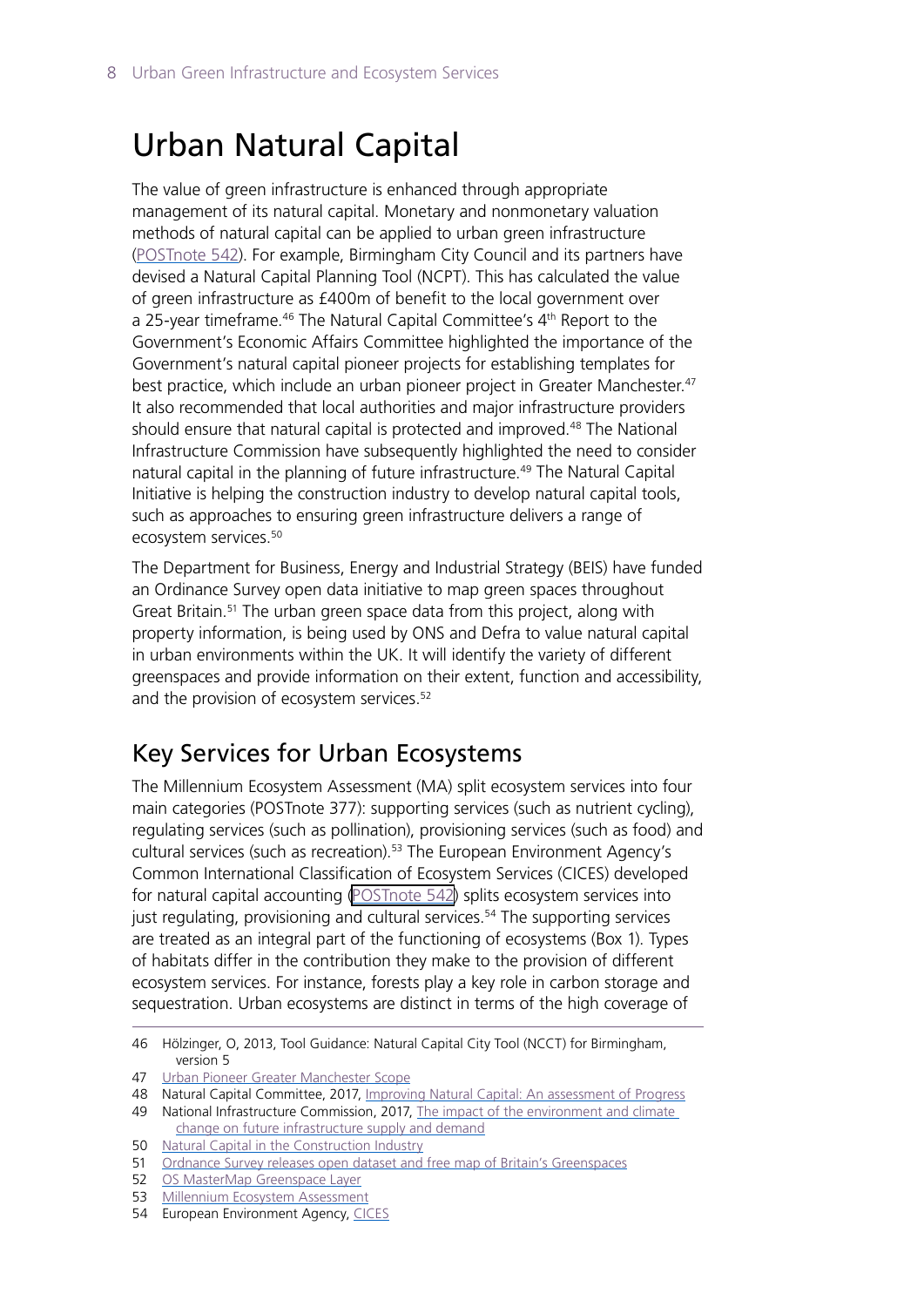# Urban Natural Capital

The value of green infrastructure is enhanced through appropriate management of its natural capital. Monetary and nonmonetary valuation methods of natural capital can be applied to urban green infrastructure (POSTnote 542). For example, Birmingham City Council and its partners have devised a Natural Capital Planning Tool (NCPT). This has calculated the value of green infrastructure as £400m of benefit to the local government over a 25-year timeframe.[46] The Natural Capital Committee's 4th Report to the Government's Economic Affairs Committee highlighted the importance of the Government's natural capital pioneer projects for establishing templates for best practice, which include an urban pioneer project in Greater Manchester.[47] It also recommended that local authorities and major infrastructure providers should ensure that natural capital is protected and improved.[48] The National Infrastructure Commission have subsequently highlighted the need to consider natural capital in the planning of future infrastructure.[49] The Natural Capital Initiative is helping the construction industry to develop natural capital tools, such as approaches to ensuring green infrastructure delivers a range of ecosystem services.[50]

The Department for Business, Energy and Industrial Strategy (BEIS) have funded an Ordinance Survey open data initiative to map green spaces throughout Great Britain.[51] The urban green space data from this project, along with property information, is being used by ONS and Defra to value natural capital in urban environments within the UK. It will identify the variety of different greenspaces and provide information on their extent, function and accessibility, and the provision of ecosystem services.[52]

## Key Services for Urban Ecosystems

The Millennium Ecosystem Assessment (MA) split ecosystem services into four main categories (POSTnote 377): supporting services (such as nutrient cycling), regulating services (such as pollination), provisioning services (such as food) and cultural services (such as recreation).[53] The European Environment Agency's Common International Classification of Ecosystem Services (CICES) developed for natural capital accounting (POSTnote 542) splits ecosystem services into just regulating, provisioning and cultural services.[54] The supporting services are treated as an integral part of the functioning of ecosystems (Box 1). Types of habitats differ in the contribution they make to the provision of different ecosystem services. For instance, forests play a key role in carbon storage and sequestration. Urban ecosystems are distinct in terms of the high coverage of

---

46 Hölzinger, O, 2013, Tool Guidance: Natural Capital City Tool (NCCT) for Birmingham, version 5

47 Urban Pioneer Greater Manchester Scope

48 Natural Capital Committee, 2017, Improving Natural Capital: An assessment of Progress

49 National Infrastructure Commission, 2017, The impact of the environment and climate change on future infrastructure supply and demand

50 Natural Capital in the Construction Industry

51 Ordnance Survey releases open dataset and free map of Britain's Greenspaces

52 OS MasterMap Greenspace Layer

53 Millennium Ecosystem Assessment

54 European Environment Agency, CICES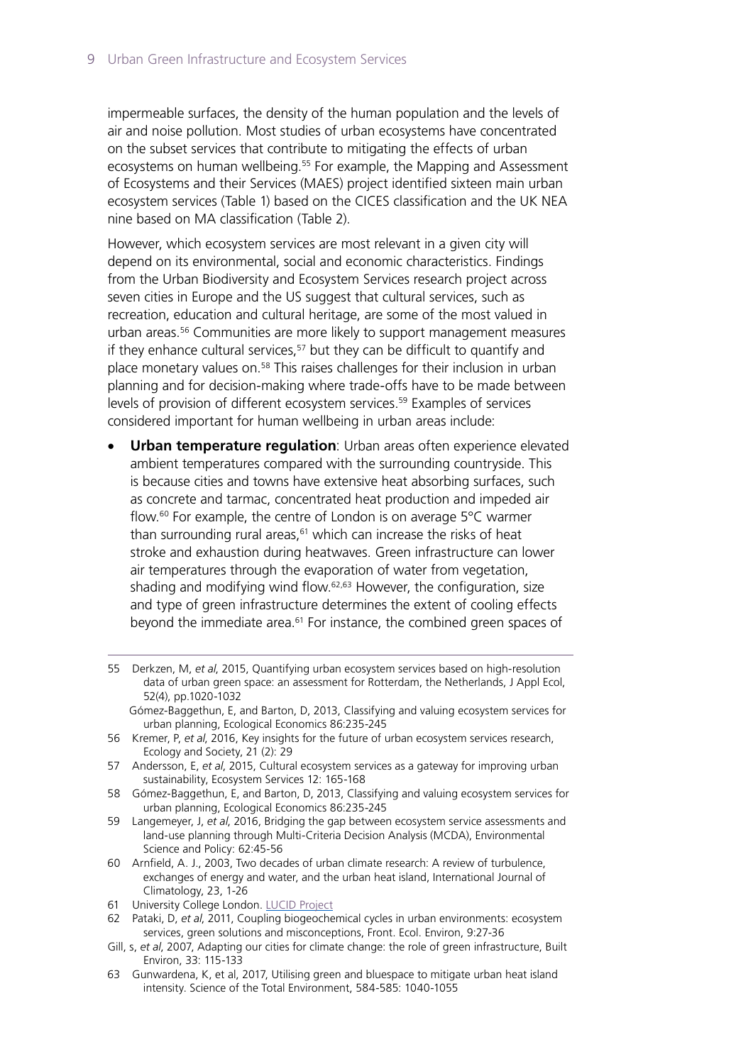impermeable surfaces, the density of the human population and the levels of air and noise pollution. Most studies of urban ecosystems have concentrated on the subset services that contribute to mitigating the effects of urban ecosystems on human wellbeing.[55] For example, the Mapping and Assessment of Ecosystems and their Services (MAES) project identified sixteen main urban ecosystem services (Table 1) based on the CICES classification and the UK NEA nine based on MA classification (Table 2).

However, which ecosystem services are most relevant in a given city will depend on its environmental, social and economic characteristics. Findings from the Urban Biodiversity and Ecosystem Services research project across seven cities in Europe and the US suggest that cultural services, such as recreation, education and cultural heritage, are some of the most valued in urban areas.[56] Communities are more likely to support management measures if they enhance cultural services,[57] but they can be difficult to quantify and place monetary values on.[58] This raises challenges for their inclusion in urban planning and for decision-making where trade-offs have to be made between levels of provision of different ecosystem services.[59] Examples of services considered important for human wellbeing in urban areas include:

- **Urban temperature regulation**: Urban areas often experience elevated ambient temperatures compared with the surrounding countryside. This is because cities and towns have extensive heat absorbing surfaces, such as concrete and tarmac, concentrated heat production and impeded air flow.[60] For example, the centre of London is on average 5°C warmer than surrounding rural areas,[61] which can increase the risks of heat stroke and exhaustion during heatwaves. Green infrastructure can lower air temperatures through the evaporation of water from vegetation, shading and modifying wind flow.[62,63] However, the configuration, size and type of green infrastructure determines the extent of cooling effects beyond the immediate area.[61] For instance, the combined green spaces of

---

55 Derkzen, M, *et al*, 2015, Quantifying urban ecosystem services based on high-resolution data of urban green space: an assessment for Rotterdam, the Netherlands, J Appl Ecol, 52(4), pp.1020-1032

Gómez-Baggethun, E, and Barton, D, 2013, Classifying and valuing ecosystem services for urban planning, Ecological Economics 86:235-245

56 Kremer, P, *et al*, 2016, Key insights for the future of urban ecosystem services research, Ecology and Society, 21 (2): 29

57 Andersson, E, *et al*, 2015, Cultural ecosystem services as a gateway for improving urban sustainability, Ecosystem Services 12: 165-168

58 Gómez-Baggethun, E, and Barton, D, 2013, Classifying and valuing ecosystem services for urban planning, Ecological Economics 86:235-245

59 Langemeyer, J, *et al*, 2016, Bridging the gap between ecosystem service assessments and land-use planning through Multi-Criteria Decision Analysis (MCDA), Environmental Science and Policy: 62:45-56

60 Arnfield, A. J., 2003, Two decades of urban climate research: A review of turbulence, exchanges of energy and water, and the urban heat island, International Journal of Climatology, 23, 1-26

61 University College London. [LUCID Project]

62 Pataki, D, *et al*, 2011, Coupling biogeochemical cycles in urban environments: ecosystem services, green solutions and misconceptions, Front. Ecol. Environ, 9:27-36

Gill, s, *et al*, 2007, Adapting our cities for climate change: the role of green infrastructure, Built Environ, 33: 115-133

63 Gunwardena, K, et al, 2017, Utilising green and bluespace to mitigate urban heat island intensity. Science of the Total Environment, 584-585: 1040-1055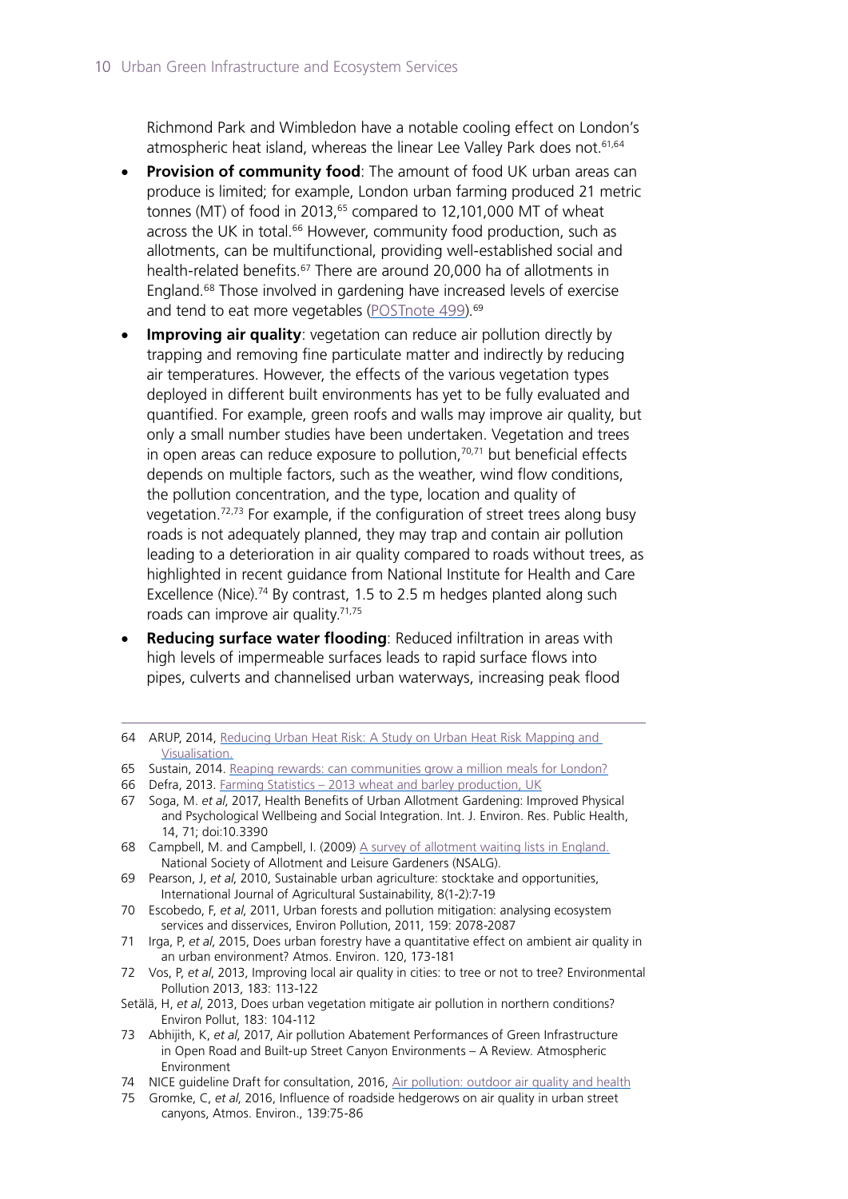Richmond Park and Wimbledon have a notable cooling effect on London's atmospheric heat island, whereas the linear Lee Valley Park does not.[61,64]

- **Provision of community food**: The amount of food UK urban areas can produce is limited; for example, London urban farming produced 21 metric tonnes (MT) of food in 2013,[65] compared to 12,101,000 MT of wheat across the UK in total.[66] However, community food production, such as allotments, can be multifunctional, providing well-established social and health-related benefits.[67] There are around 20,000 ha of allotments in England.[68] Those involved in gardening have increased levels of exercise and tend to eat more vegetables (POSTnote 499).[69]
- **Improving air quality**: vegetation can reduce air pollution directly by trapping and removing fine particulate matter and indirectly by reducing air temperatures. However, the effects of the various vegetation types deployed in different built environments has yet to be fully evaluated and quantified. For example, green roofs and walls may improve air quality, but only a small number studies have been undertaken. Vegetation and trees in open areas can reduce exposure to pollution,[70,71] but beneficial effects depends on multiple factors, such as the weather, wind flow conditions, the pollution concentration, and the type, location and quality of vegetation.[72,73] For example, if the configuration of street trees along busy roads is not adequately planned, they may trap and contain air pollution leading to a deterioration in air quality compared to roads without trees, as highlighted in recent guidance from National Institute for Health and Care Excellence (Nice).[74] By contrast, 1.5 to 2.5 m hedges planted along such roads can improve air quality.[71,75]
- **Reducing surface water flooding**: Reduced infiltration in areas with high levels of impermeable surfaces leads to rapid surface flows into pipes, culverts and channelised urban waterways, increasing peak flood

---

64 ARUP, 2014, Reducing Urban Heat Risk: A Study on Urban Heat Risk Mapping and Visualisation.

65 Sustain, 2014. Reaping rewards: can communities grow a million meals for London?

66 Defra, 2013. Farming Statistics – 2013 wheat and barley production, UK

67 Soga, M. *et al*, 2017, Health Benefits of Urban Allotment Gardening: Improved Physical and Psychological Wellbeing and Social Integration. Int. J. Environ. Res. Public Health, 14, 71; doi:10.3390

68 Campbell, M. and Campbell, I. (2009) A survey of allotment waiting lists in England. National Society of Allotment and Leisure Gardeners (NSALG).

69 Pearson, J, *et al*, 2010, Sustainable urban agriculture: stocktake and opportunities, International Journal of Agricultural Sustainability, 8(1-2):7-19

70 Escobedo, F, *et al*, 2011, Urban forests and pollution mitigation: analysing ecosystem services and disservices, Environ Pollution, 2011, 159: 2078-2087

71 Irga, P, *et al*, 2015, Does urban forestry have a quantitative effect on ambient air quality in an urban environment? Atmos. Environ. 120, 173-181

72 Vos, P, *et al*, 2013, Improving local air quality in cities: to tree or not to tree? Environmental Pollution 2013, 183: 113-122

Setälä, H, *et al*, 2013, Does urban vegetation mitigate air pollution in northern conditions? Environ Pollut, 183: 104-112

73 Abhijith, K, *et al*, 2017, Air pollution Abatement Performances of Green Infrastructure in Open Road and Built-up Street Canyon Environments – A Review. Atmospheric Environment

74 NICE guideline Draft for consultation, 2016, Air pollution: outdoor air quality and health

75 Gromke, C, *et al*, 2016, Influence of roadside hedgerows on air quality in urban street canyons, Atmos. Environ., 139:75-86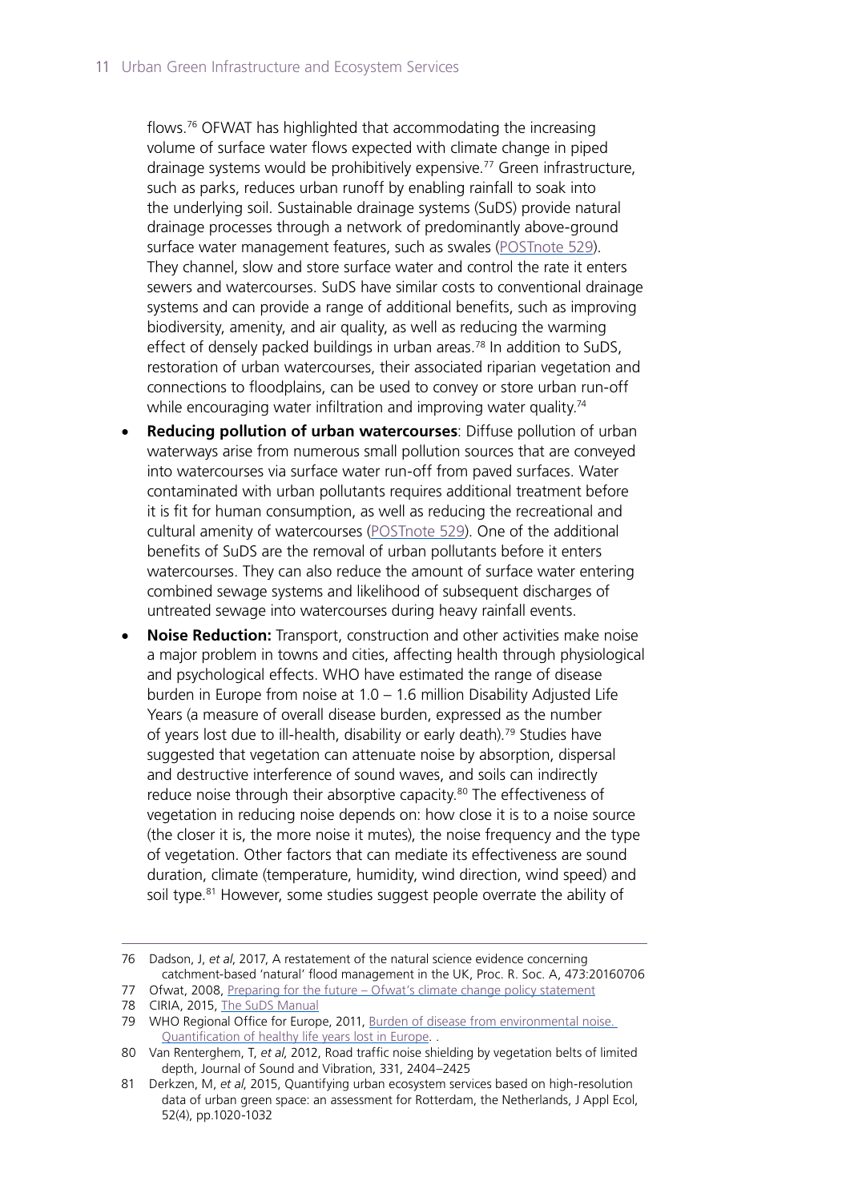flows.[76] OFWAT has highlighted that accommodating the increasing volume of surface water flows expected with climate change in piped drainage systems would be prohibitively expensive.[77] Green infrastructure, such as parks, reduces urban runoff by enabling rainfall to soak into the underlying soil. Sustainable drainage systems (SuDS) provide natural drainage processes through a network of predominantly above-ground surface water management features, such as swales (POSTnote 529). They channel, slow and store surface water and control the rate it enters sewers and watercourses. SuDS have similar costs to conventional drainage systems and can provide a range of additional benefits, such as improving biodiversity, amenity, and air quality, as well as reducing the warming effect of densely packed buildings in urban areas.[78] In addition to SuDS, restoration of urban watercourses, their associated riparian vegetation and connections to floodplains, can be used to convey or store urban run-off while encouraging water infiltration and improving water quality.[74]

- **Reducing pollution of urban watercourses**: Diffuse pollution of urban waterways arise from numerous small pollution sources that are conveyed into watercourses via surface water run-off from paved surfaces. Water contaminated with urban pollutants requires additional treatment before it is fit for human consumption, as well as reducing the recreational and cultural amenity of watercourses (POSTnote 529). One of the additional benefits of SuDS are the removal of urban pollutants before it enters watercourses. They can also reduce the amount of surface water entering combined sewage systems and likelihood of subsequent discharges of untreated sewage into watercourses during heavy rainfall events.
- **Noise Reduction:** Transport, construction and other activities make noise a major problem in towns and cities, affecting health through physiological and psychological effects. WHO have estimated the range of disease burden in Europe from noise at 1.0 – 1.6 million Disability Adjusted Life Years (a measure of overall disease burden, expressed as the number of years lost due to ill-health, disability or early death).[79] Studies have suggested that vegetation can attenuate noise by absorption, dispersal and destructive interference of sound waves, and soils can indirectly reduce noise through their absorptive capacity.[80] The effectiveness of vegetation in reducing noise depends on: how close it is to a noise source (the closer it is, the more noise it mutes), the noise frequency and the type of vegetation. Other factors that can mediate its effectiveness are sound duration, climate (temperature, humidity, wind direction, wind speed) and soil type.[81] However, some studies suggest people overrate the ability of

---

76 Dadson, J, *et al*, 2017, A restatement of the natural science evidence concerning catchment-based 'natural' flood management in the UK, Proc. R. Soc. A, 473:20160706

77 Ofwat, 2008, Preparing for the future – Ofwat's climate change policy statement

78 CIRIA, 2015, The SuDS Manual

79 WHO Regional Office for Europe, 2011, Burden of disease from environmental noise. Quantification of healthy life years lost in Europe. .

80 Van Renterghem, T, *et al*, 2012, Road traffic noise shielding by vegetation belts of limited depth, Journal of Sound and Vibration, 331, 2404–2425

81 Derkzen, M, *et al*, 2015, Quantifying urban ecosystem services based on high-resolution data of urban green space: an assessment for Rotterdam, the Netherlands, J Appl Ecol, 52(4), pp.1020-1032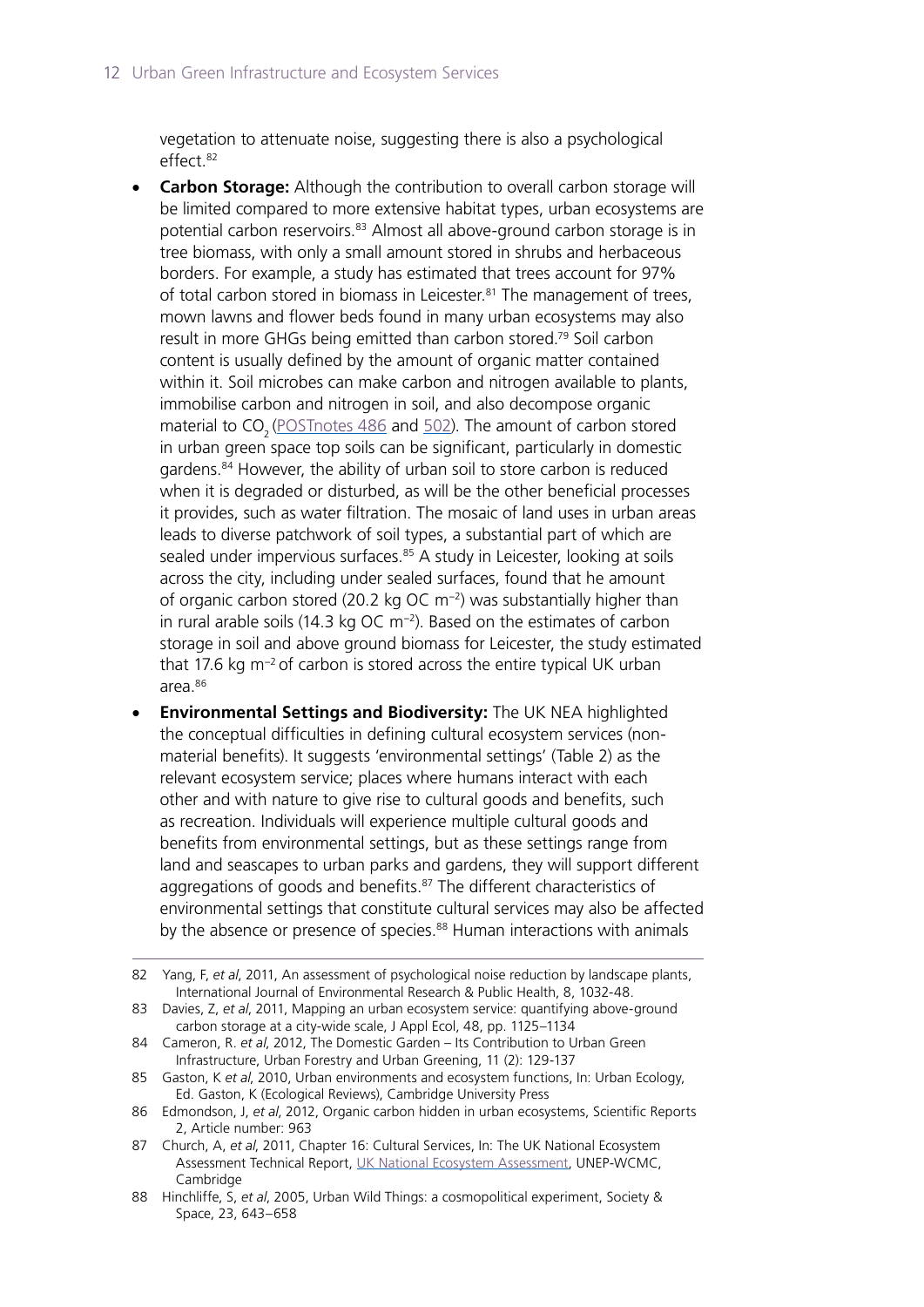vegetation to attenuate noise, suggesting there is also a psychological effect.[82]

- **Carbon Storage:** Although the contribution to overall carbon storage will be limited compared to more extensive habitat types, urban ecosystems are potential carbon reservoirs.[83] Almost all above-ground carbon storage is in tree biomass, with only a small amount stored in shrubs and herbaceous borders. For example, a study has estimated that trees account for 97% of total carbon stored in biomass in Leicester.[81] The management of trees, mown lawns and flower beds found in many urban ecosystems may also result in more GHGs being emitted than carbon stored.[79] Soil carbon content is usually defined by the amount of organic matter contained within it. Soil microbes can make carbon and nitrogen available to plants, immobilise carbon and nitrogen in soil, and also decompose organic material to $CO_2$ (POSTnotes 486 and 502). The amount of carbon stored in urban green space top soils can be significant, particularly in domestic gardens.[84] However, the ability of urban soil to store carbon is reduced when it is degraded or disturbed, as will be the other beneficial processes it provides, such as water filtration. The mosaic of land uses in urban areas leads to diverse patchwork of soil types, a substantial part of which are sealed under impervious surfaces.[85] A study in Leicester, looking at soils across the city, including under sealed surfaces, found that he amount of organic carbon stored (20.2 kg OC $m^{-2}$) was substantially higher than in rural arable soils (14.3 kg OC $m^{-2}$). Based on the estimates of carbon storage in soil and above ground biomass for Leicester, the study estimated that 17.6 kg $m^{-2}$ of carbon is stored across the entire typical UK urban area.[86]
- **Environmental Settings and Biodiversity:** The UK NEA highlighted the conceptual difficulties in defining cultural ecosystem services (non-material benefits). It suggests 'environmental settings' (Table 2) as the relevant ecosystem service; places where humans interact with each other and with nature to give rise to cultural goods and benefits, such as recreation. Individuals will experience multiple cultural goods and benefits from environmental settings, but as these settings range from land and seascapes to urban parks and gardens, they will support different aggregations of goods and benefits.[87] The different characteristics of environmental settings that constitute cultural services may also be affected by the absence or presence of species.[88] Human interactions with animals

---

82 Yang, F, *et al*, 2011, An assessment of psychological noise reduction by landscape plants, International Journal of Environmental Research & Public Health, 8, 1032-48.

83 Davies, Z, *et al*, 2011, Mapping an urban ecosystem service: quantifying above-ground carbon storage at a city-wide scale, J Appl Ecol, 48, pp. 1125–1134

84 Cameron, R. *et al*, 2012, The Domestic Garden – Its Contribution to Urban Green Infrastructure, Urban Forestry and Urban Greening, 11 (2): 129-137

85 Gaston, K *et al*, 2010, Urban environments and ecosystem functions, In: Urban Ecology, Ed. Gaston, K (Ecological Reviews), Cambridge University Press

86 Edmondson, J, *et al*, 2012, Organic carbon hidden in urban ecosystems, Scientific Reports 2, Article number: 963

87 Church, A, *et al*, 2011, Chapter 16: Cultural Services, In: The UK National Ecosystem Assessment Technical Report, UK National Ecosystem Assessment, UNEP-WCMC, Cambridge

88 Hinchliffe, S, *et al*, 2005, Urban Wild Things: a cosmopolitical experiment, Society & Space, 23, 643–658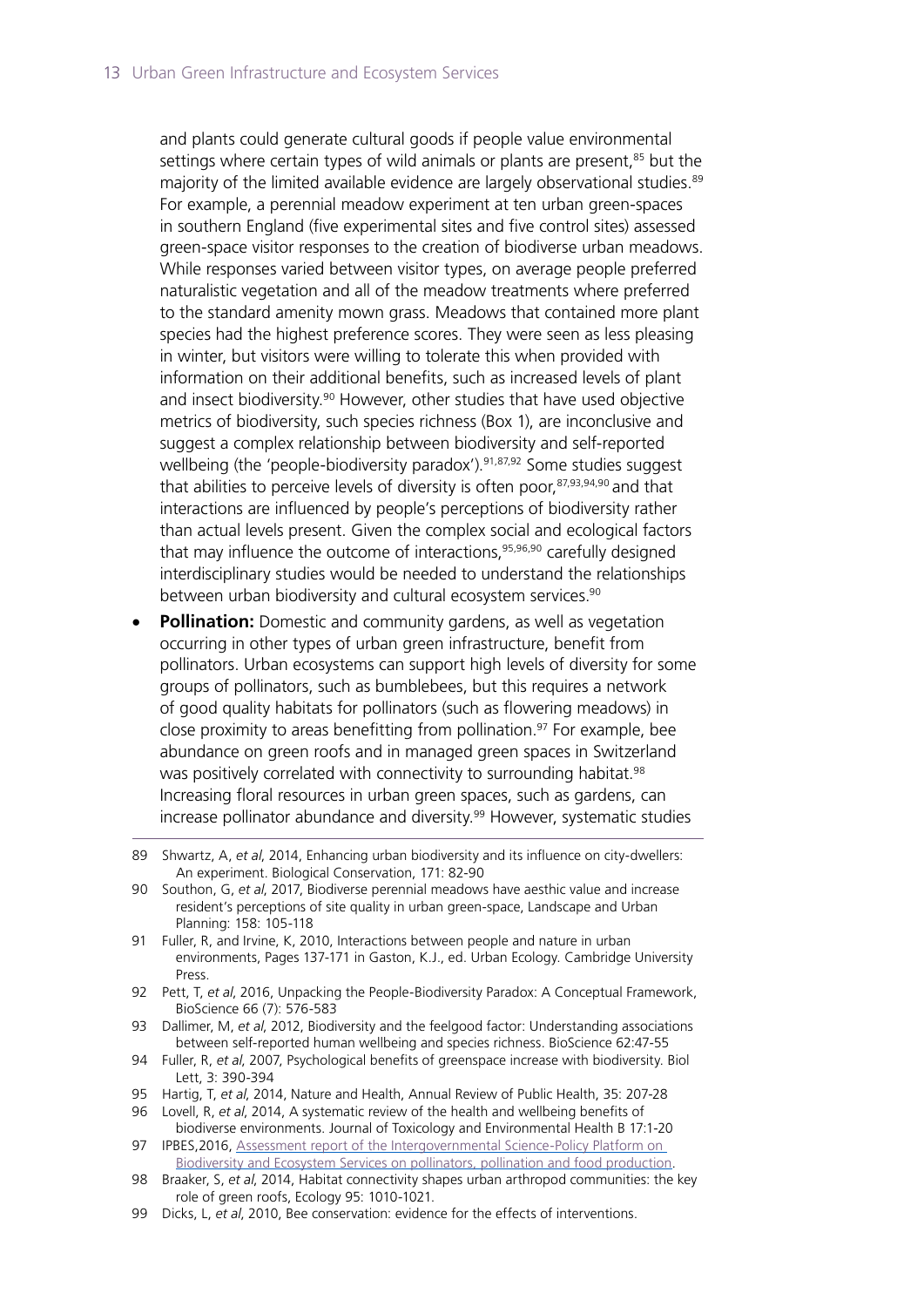and plants could generate cultural goods if people value environmental settings where certain types of wild animals or plants are present,[85] but the majority of the limited available evidence are largely observational studies.[89] For example, a perennial meadow experiment at ten urban green-spaces in southern England (five experimental sites and five control sites) assessed green-space visitor responses to the creation of biodiverse urban meadows. While responses varied between visitor types, on average people preferred naturalistic vegetation and all of the meadow treatments where preferred to the standard amenity mown grass. Meadows that contained more plant species had the highest preference scores. They were seen as less pleasing in winter, but visitors were willing to tolerate this when provided with information on their additional benefits, such as increased levels of plant and insect biodiversity.[90] However, other studies that have used objective metrics of biodiversity, such species richness (Box 1), are inconclusive and suggest a complex relationship between biodiversity and self-reported wellbeing (the 'people-biodiversity paradox').[91,87,92] Some studies suggest that abilities to perceive levels of diversity is often poor,[87,93,94,90] and that interactions are influenced by people's perceptions of biodiversity rather than actual levels present. Given the complex social and ecological factors that may influence the outcome of interactions,[95,96,90] carefully designed interdisciplinary studies would be needed to understand the relationships between urban biodiversity and cultural ecosystem services.[90]

- **Pollination:** Domestic and community gardens, as well as vegetation occurring in other types of urban green infrastructure, benefit from pollinators. Urban ecosystems can support high levels of diversity for some groups of pollinators, such as bumblebees, but this requires a network of good quality habitats for pollinators (such as flowering meadows) in close proximity to areas benefitting from pollination.[97] For example, bee abundance on green roofs and in managed green spaces in Switzerland was positively correlated with connectivity to surrounding habitat.[98] Increasing floral resources in urban green spaces, such as gardens, can increase pollinator abundance and diversity.[99] However, systematic studies

---

89 Shwartz, A, *et al*, 2014, Enhancing urban biodiversity and its influence on city-dwellers: An experiment. Biological Conservation, 171: 82-90

90 Southon, G, *et al*, 2017, Biodiverse perennial meadows have aesthetic value and increase resident's perceptions of site quality in urban green-space, Landscape and Urban Planning: 158: 105-118

91 Fuller, R, and Irvine, K, 2010, Interactions between people and nature in urban environments, Pages 137-171 in Gaston, K.J., ed. Urban Ecology. Cambridge University Press.

92 Pett, T, *et al*, 2016, Unpacking the People-Biodiversity Paradox: A Conceptual Framework, BioScience 66 (7): 576-583

93 Dallimer, M, *et al*, 2012, Biodiversity and the feelgood factor: Understanding associations between self-reported human wellbeing and species richness. BioScience 62:47-55

94 Fuller, R, *et al*, 2007, Psychological benefits of greenspace increase with biodiversity. Biol Lett, 3: 390-394

95 Hartig, T, *et al*, 2014, Nature and Health, Annual Review of Public Health, 35: 207-28

96 Lovell, R, *et al*, 2014, A systematic review of the health and wellbeing benefits of biodiverse environments. Journal of Toxicology and Environmental Health B 17:1-20

97 IPBES,2016, Assessment report of the Intergovernmental Science-Policy Platform on Biodiversity and Ecosystem Services on pollinators, pollination and food production.

98 Braaker, S, *et al*, 2014, Habitat connectivity shapes urban arthropod communities: the key role of green roofs, Ecology 95: 1010-1021.

99 Dicks, L, *et al*, 2010, Bee conservation: evidence for the effects of interventions.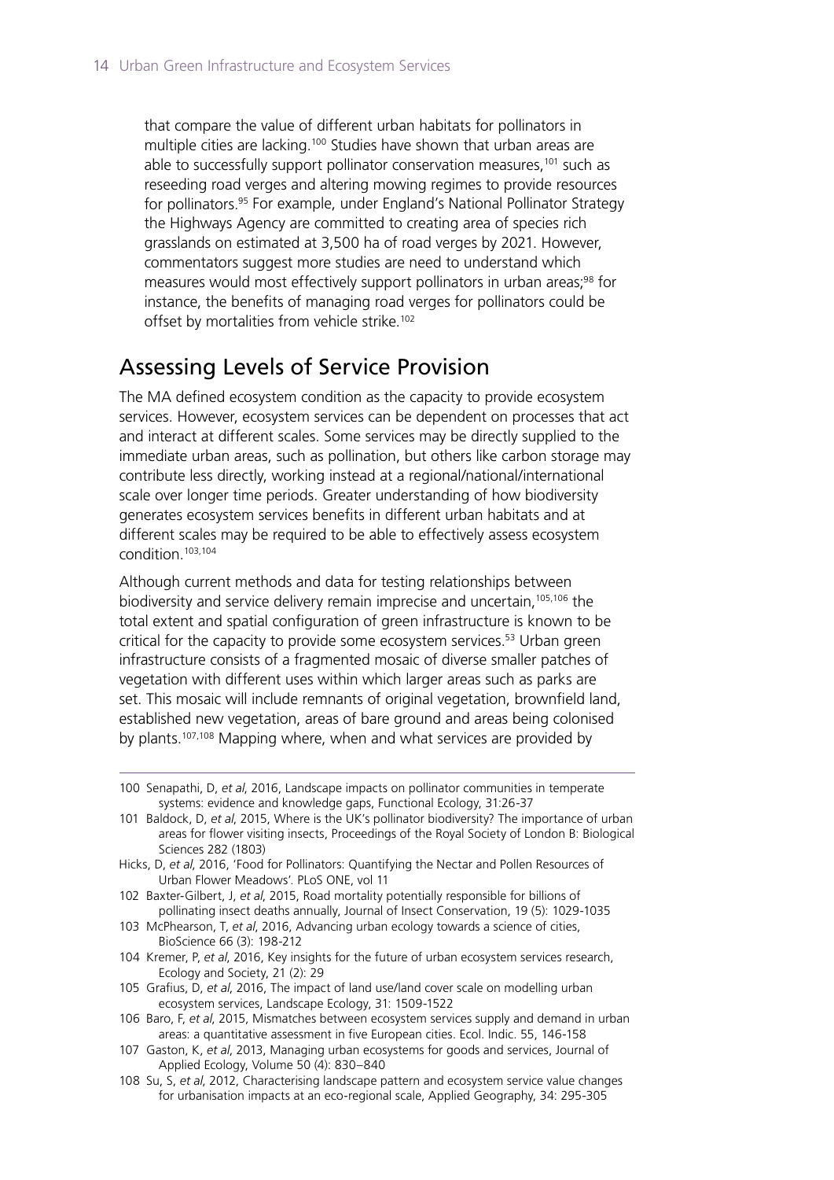that compare the value of different urban habitats for pollinators in multiple cities are lacking.[100] Studies have shown that urban areas are able to successfully support pollinator conservation measures,[101] such as reseeding road verges and altering mowing regimes to provide resources for pollinators.[95] For example, under England's National Pollinator Strategy the Highways Agency are committed to creating area of species rich grasslands on estimated at 3,500 ha of road verges by 2021. However, commentators suggest more studies are need to understand which measures would most effectively support pollinators in urban areas;[98] for instance, the benefits of managing road verges for pollinators could be offset by mortalities from vehicle strike.[102]

## Assessing Levels of Service Provision

The MA defined ecosystem condition as the capacity to provide ecosystem services. However, ecosystem services can be dependent on processes that act and interact at different scales. Some services may be directly supplied to the immediate urban areas, such as pollination, but others like carbon storage may contribute less directly, working instead at a regional/national/international scale over longer time periods. Greater understanding of how biodiversity generates ecosystem services benefits in different urban habitats and at different scales may be required to be able to effectively assess ecosystem condition.[103,104]

Although current methods and data for testing relationships between biodiversity and service delivery remain imprecise and uncertain,[105,106] the total extent and spatial configuration of green infrastructure is known to be critical for the capacity to provide some ecosystem services.[53] Urban green infrastructure consists of a fragmented mosaic of diverse smaller patches of vegetation with different uses within which larger areas such as parks are set. This mosaic will include remnants of original vegetation, brownfield land, established new vegetation, areas of bare ground and areas being colonised by plants.[107,108] Mapping where, when and what services are provided by

---

100 Senapathi, D, *et al*, 2016, Landscape impacts on pollinator communities in temperate systems: evidence and knowledge gaps, Functional Ecology, 31:26-37

101 Baldock, D, *et al*, 2015, Where is the UK's pollinator biodiversity? The importance of urban areas for flower visiting insects, Proceedings of the Royal Society of London B: Biological Sciences 282 (1803)

Hicks, D, *et al*, 2016, 'Food for Pollinators: Quantifying the Nectar and Pollen Resources of Urban Flower Meadows'. PLoS ONE, vol 11

102 Baxter-Gilbert, J, *et al*, 2015, Road mortality potentially responsible for billions of pollinating insect deaths annually, Journal of Insect Conservation, 19 (5): 1029-1035

103 McPhearson, T, *et al*, 2016, Advancing urban ecology towards a science of cities, BioScience 66 (3): 198-212

104 Kremer, P, *et al*, 2016, Key insights for the future of urban ecosystem services research, Ecology and Society, 21 (2): 29

105 Grafius, D, *et al*, 2016, The impact of land use/land cover scale on modelling urban ecosystem services, Landscape Ecology, 31: 1509-1522

106 Baro, F, *et al*, 2015, Mismatches between ecosystem services supply and demand in urban areas: a quantitative assessment in five European cities. Ecol. Indic. 55, 146-158

107 Gaston, K, *et al*, 2013, Managing urban ecosystems for goods and services, Journal of Applied Ecology, Volume 50 (4): 830–840

108 Su, S, *et al*, 2012, Characterising landscape pattern and ecosystem service value changes for urbanisation impacts at an eco-regional scale, Applied Geography, 34: 295-305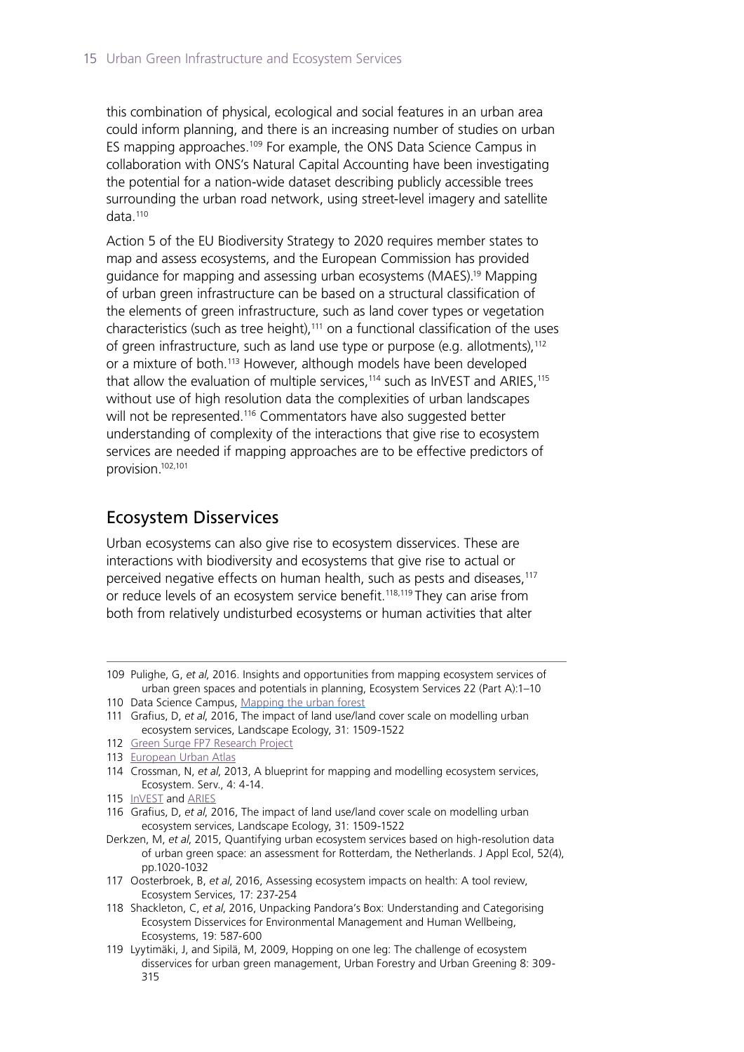this combination of physical, ecological and social features in an urban area could inform planning, and there is an increasing number of studies on urban ES mapping approaches.[109] For example, the ONS Data Science Campus in collaboration with ONS's Natural Capital Accounting have been investigating the potential for a nation-wide dataset describing publicly accessible trees surrounding the urban road network, using street-level imagery and satellite data.[110]

Action 5 of the EU Biodiversity Strategy to 2020 requires member states to map and assess ecosystems, and the European Commission has provided guidance for mapping and assessing urban ecosystems (MAES).[19] Mapping of urban green infrastructure can be based on a structural classification of the elements of green infrastructure, such as land cover types or vegetation characteristics (such as tree height),[111] on a functional classification of the uses of green infrastructure, such as land use type or purpose (e.g. allotments),[112] or a mixture of both.[113] However, although models have been developed that allow the evaluation of multiple services,[114] such as InVEST and ARIES,[115] without use of high resolution data the complexities of urban landscapes will not be represented.[116] Commentators have also suggested better understanding of complexity of the interactions that give rise to ecosystem services are needed if mapping approaches are to be effective predictors of provision.[102,101]

## Ecosystem Disservices

Urban ecosystems can also give rise to ecosystem disservices. These are interactions with biodiversity and ecosystems that give rise to actual or perceived negative effects on human health, such as pests and diseases,[117] or reduce levels of an ecosystem service benefit.[118,119] They can arise from both from relatively undisturbed ecosystems or human activities that alter

---

109 Pulighe, G, *et al*, 2016. Insights and opportunities from mapping ecosystem services of urban green spaces and potentials in planning, Ecosystem Services 22 (Part A):1–10

110 Data Science Campus, Mapping the urban forest

111 Grafius, D, *et al*, 2016, The impact of land use/land cover scale on modelling urban ecosystem services, Landscape Ecology, 31: 1509-1522

112 Green Surge FP7 Research Project

113 European Urban Atlas

114 Crossman, N, *et al*, 2013, A blueprint for mapping and modelling ecosystem services, Ecosystem. Serv., 4: 4-14.

115 InVEST and ARIES

116 Grafius, D, *et al*, 2016, The impact of land use/land cover scale on modelling urban ecosystem services, Landscape Ecology, 31: 1509-1522

Derkzen, M, *et al*, 2015, Quantifying urban ecosystem services based on high-resolution data of urban green space: an assessment for Rotterdam, the Netherlands. J Appl Ecol, 52(4), pp.1020-1032

117 Oosterbroek, B, *et al*, 2016, Assessing ecosystem impacts on health: A tool review, Ecosystem Services, 17: 237-254

118 Shackleton, C, *et al*, 2016, Unpacking Pandora's Box: Understanding and Categorising Ecosystem Disservices for Environmental Management and Human Wellbeing, Ecosystems, 19: 587-600

119 Lyytimäki, J, and Sipilä, M, 2009, Hopping on one leg: The challenge of ecosystem disservices for urban green management, Urban Forestry and Urban Greening 8: 309-315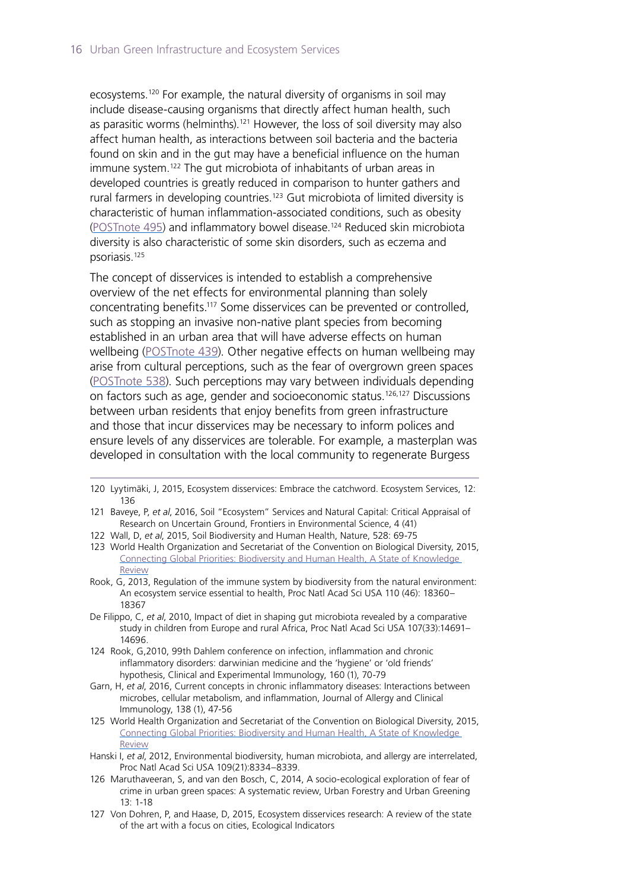ecosystems.[120] For example, the natural diversity of organisms in soil may include disease-causing organisms that directly affect human health, such as parasitic worms (helminths).[121] However, the loss of soil diversity may also affect human health, as interactions between soil bacteria and the bacteria found on skin and in the gut may have a beneficial influence on the human immune system.[122] The gut microbiota of inhabitants of urban areas in developed countries is greatly reduced in comparison to hunter gathers and rural farmers in developing countries.[123] Gut microbiota of limited diversity is characteristic of human inflammation-associated conditions, such as obesity (POSTnote 495) and inflammatory bowel disease.[124] Reduced skin microbiota diversity is also characteristic of some skin disorders, such as eczema and psoriasis.[125]

The concept of disservices is intended to establish a comprehensive overview of the net effects for environmental planning than solely concentrating benefits.[117] Some disservices can be prevented or controlled, such as stopping an invasive non-native plant species from becoming established in an urban area that will have adverse effects on human wellbeing (POSTnote 439). Other negative effects on human wellbeing may arise from cultural perceptions, such as the fear of overgrown green spaces (POSTnote 538). Such perceptions may vary between individuals depending on factors such as age, gender and socioeconomic status.[126,127] Discussions between urban residents that enjoy benefits from green infrastructure and those that incur disservices may be necessary to inform polices and ensure levels of any disservices are tolerable. For example, a masterplan was developed in consultation with the local community to regenerate Burgess

---

120 Lyytimäki, J, 2015, Ecosystem disservices: Embrace the catchword. Ecosystem Services, 12: 136

121 Baveye, P, *et al*, 2016, Soil "Ecosystem" Services and Natural Capital: Critical Appraisal of Research on Uncertain Ground, Frontiers in Environmental Science, 4 (41)

122 Wall, D, *et al*, 2015, Soil Biodiversity and Human Health, Nature, 528: 69-75

123 World Health Organization and Secretariat of the Convention on Biological Diversity, 2015, Connecting Global Priorities: Biodiversity and Human Health, A State of Knowledge Review

Rook, G, 2013, Regulation of the immune system by biodiversity from the natural environment: An ecosystem service essential to health, Proc Natl Acad Sci USA 110 (46): 18360–18367

De Filippo, C, *et al*, 2010, Impact of diet in shaping gut microbiota revealed by a comparative study in children from Europe and rural Africa, Proc Natl Acad Sci USA 107(33):14691–14696.

124 Rook, G,2010, 99th Dahlem conference on infection, inflammation and chronic inflammatory disorders: darwinian medicine and the 'hygiene' or 'old friends' hypothesis, Clinical and Experimental Immunology, 160 (1), 70-79

Garn, H, *et al*, 2016, Current concepts in chronic inflammatory diseases: Interactions between microbes, cellular metabolism, and inflammation, Journal of Allergy and Clinical Immunology, 138 (1), 47-56

125 World Health Organization and Secretariat of the Convention on Biological Diversity, 2015, Connecting Global Priorities: Biodiversity and Human Health, A State of Knowledge Review

Hanski I, *et al*, 2012, Environmental biodiversity, human microbiota, and allergy are interrelated, Proc Natl Acad Sci USA 109(21):8334–8339.

126 Maruthaveeran, S, and van den Bosch, C, 2014, A socio-ecological exploration of fear of crime in urban green spaces: A systematic review, Urban Forestry and Urban Greening 13: 1-18

127 Von Dohren, P, and Haase, D, 2015, Ecosystem disservices research: A review of the state of the art with a focus on cities, Ecological Indicators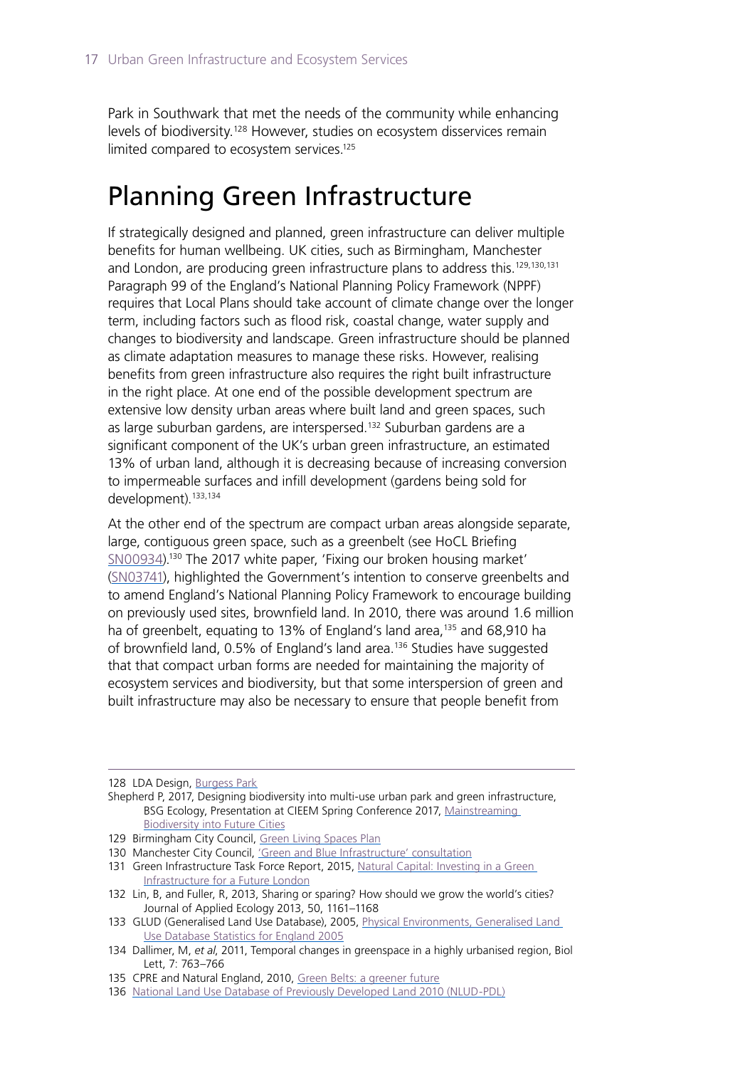Park in Southwark that met the needs of the community while enhancing levels of biodiversity.[128] However, studies on ecosystem disservices remain limited compared to ecosystem services.[125]

# Planning Green Infrastructure

If strategically designed and planned, green infrastructure can deliver multiple benefits for human wellbeing. UK cities, such as Birmingham, Manchester and London, are producing green infrastructure plans to address this.[129,130,131] Paragraph 99 of the England's National Planning Policy Framework (NPPF) requires that Local Plans should take account of climate change over the longer term, including factors such as flood risk, coastal change, water supply and changes to biodiversity and landscape. Green infrastructure should be planned as climate adaptation measures to manage these risks. However, realising benefits from green infrastructure also requires the right built infrastructure in the right place. At one end of the possible development spectrum are extensive low density urban areas where built land and green spaces, such as large suburban gardens, are interspersed.[132] Suburban gardens are a significant component of the UK's urban green infrastructure, an estimated 13% of urban land, although it is decreasing because of increasing conversion to impermeable surfaces and infill development (gardens being sold for development).[133,134]

At the other end of the spectrum are compact urban areas alongside separate, large, contiguous green space, such as a greenbelt (see HoCL Briefing SN00934).[130] The 2017 white paper, 'Fixing our broken housing market' (SN03741), highlighted the Government's intention to conserve greenbelts and to amend England's National Planning Policy Framework to encourage building on previously used sites, brownfield land. In 2010, there was around 1.6 million ha of greenbelt, equating to 13% of England's land area,[135] and 68,910 ha of brownfield land, 0.5% of England's land area.[136] Studies have suggested that that compact urban forms are needed for maintaining the majority of ecosystem services and biodiversity, but that some interspersion of green and built infrastructure may also be necessary to ensure that people benefit from

---

128 LDA Design, Burgess Park
Shepherd P, 2017, Designing biodiversity into multi-use urban park and green infrastructure, BSG Ecology, Presentation at CIEEM Spring Conference 2017, Mainstreaming Biodiversity into Future Cities

129 Birmingham City Council, Green Living Spaces Plan

130 Manchester City Council, 'Green and Blue Infrastructure' consultation

131 Green Infrastructure Task Force Report, 2015, Natural Capital: Investing in a Green Infrastructure for a Future London

132 Lin, B, and Fuller, R, 2013, Sharing or sparing? How should we grow the world's cities? Journal of Applied Ecology 2013, 50, 1161–1168

133 GLUD (Generalised Land Use Database), 2005, Physical Environments, Generalised Land Use Database Statistics for England 2005

134 Dallimer, M, *et al*, 2011, Temporal changes in greenspace in a highly urbanised region, Biol Lett, 7: 763–766

135 CPRE and Natural England, 2010, Green Belts: a greener future

136 National Land Use Database of Previously Developed Land 2010 (NLUD-PDL)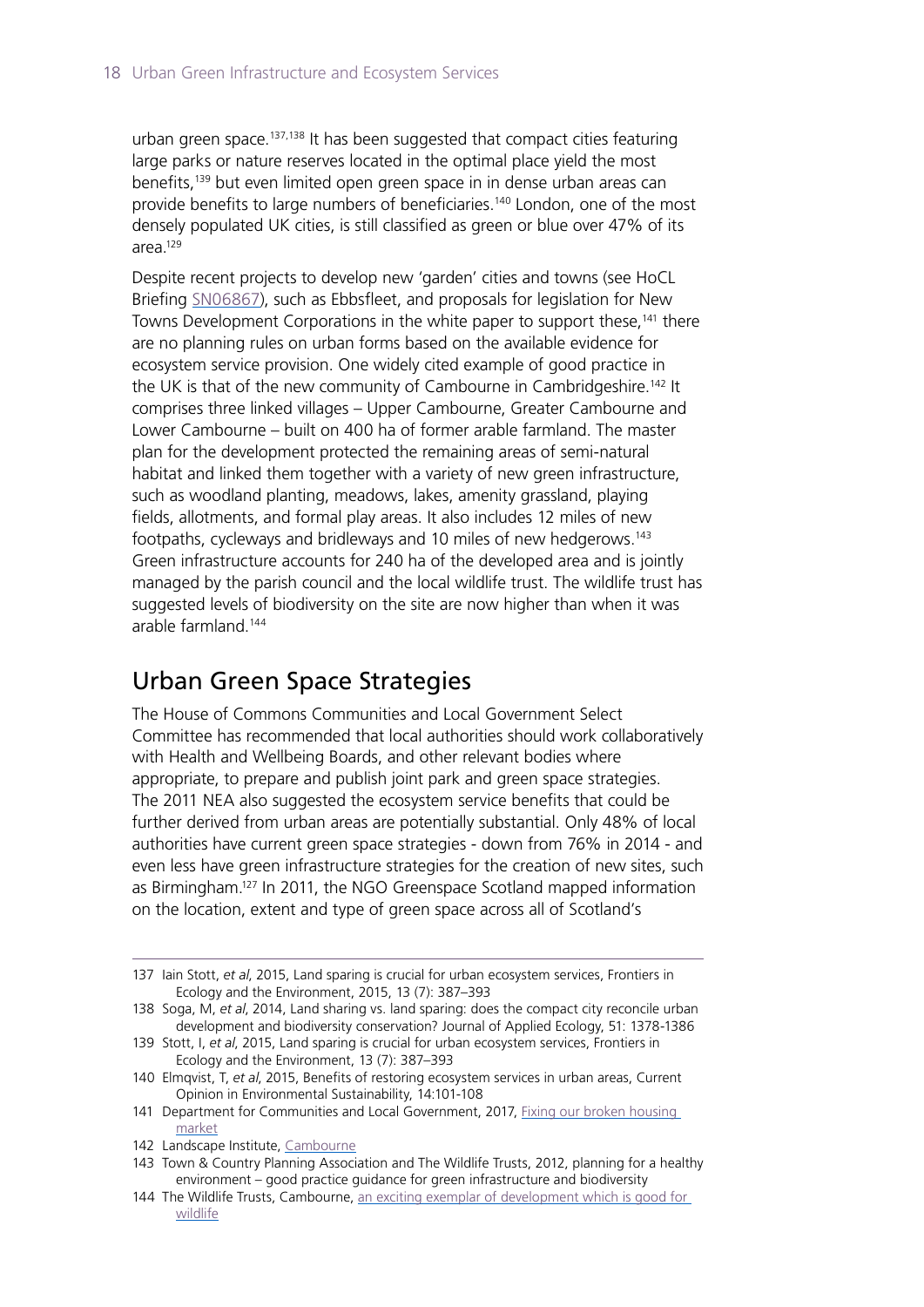urban green space.[137,138] It has been suggested that compact cities featuring large parks or nature reserves located in the optimal place yield the most benefits,[139] but even limited open green space in in dense urban areas can provide benefits to large numbers of beneficiaries.[140] London, one of the most densely populated UK cities, is still classified as green or blue over 47% of its area.[129]

Despite recent projects to develop new 'garden' cities and towns (see HoCL Briefing SN06867), such as Ebbsfleet, and proposals for legislation for New Towns Development Corporations in the white paper to support these,[141] there are no planning rules on urban forms based on the available evidence for ecosystem service provision. One widely cited example of good practice in the UK is that of the new community of Cambourne in Cambridgeshire.[142] It comprises three linked villages – Upper Cambourne, Greater Cambourne and Lower Cambourne – built on 400 ha of former arable farmland. The master plan for the development protected the remaining areas of semi-natural habitat and linked them together with a variety of new green infrastructure, such as woodland planting, meadows, lakes, amenity grassland, playing fields, allotments, and formal play areas. It also includes 12 miles of new footpaths, cycleways and bridleways and 10 miles of new hedgerows.[143] Green infrastructure accounts for 240 ha of the developed area and is jointly managed by the parish council and the local wildlife trust. The wildlife trust has suggested levels of biodiversity on the site are now higher than when it was arable farmland.[144]

## Urban Green Space Strategies

The House of Commons Communities and Local Government Select Committee has recommended that local authorities should work collaboratively with Health and Wellbeing Boards, and other relevant bodies where appropriate, to prepare and publish joint park and green space strategies. The 2011 NEA also suggested the ecosystem service benefits that could be further derived from urban areas are potentially substantial. Only 48% of local authorities have current green space strategies - down from 76% in 2014 - and even less have green infrastructure strategies for the creation of new sites, such as Birmingham.[127] In 2011, the NGO Greenspace Scotland mapped information on the location, extent and type of green space across all of Scotland's

---

137 Iain Stott, *et al*, 2015, Land sparing is crucial for urban ecosystem services, Frontiers in Ecology and the Environment, 2015, 13 (7): 387–393

138 Soga, M, *et al*, 2014, Land sharing vs. land sparing: does the compact city reconcile urban development and biodiversity conservation? Journal of Applied Ecology, 51: 1378-1386

139 Stott, I, *et al*, 2015, Land sparing is crucial for urban ecosystem services, Frontiers in Ecology and the Environment, 13 (7): 387–393

140 Elmqvist, T, *et al*, 2015, Benefits of restoring ecosystem services in urban areas, Current Opinion in Environmental Sustainability, 14:101-108

141 Department for Communities and Local Government, 2017, Fixing our broken housing market

142 Landscape Institute, Cambourne

143 Town & Country Planning Association and The Wildlife Trusts, 2012, planning for a healthy environment – good practice guidance for green infrastructure and biodiversity

144 The Wildlife Trusts, Cambourne, an exciting exemplar of development which is good for wildlife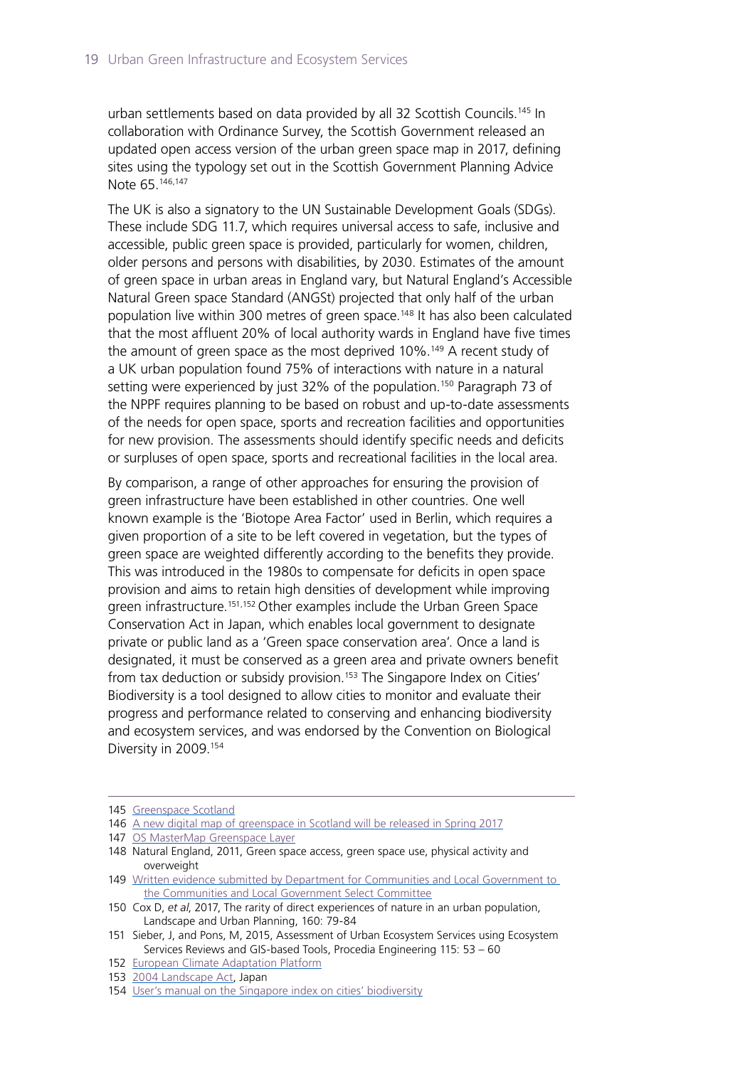urban settlements based on data provided by all 32 Scottish Councils.[145] In collaboration with Ordinance Survey, the Scottish Government released an updated open access version of the urban green space map in 2017, defining sites using the typology set out in the Scottish Government Planning Advice Note 65.[146,147]

The UK is also a signatory to the UN Sustainable Development Goals (SDGs). These include SDG 11.7, which requires universal access to safe, inclusive and accessible, public green space is provided, particularly for women, children, older persons and persons with disabilities, by 2030. Estimates of the amount of green space in urban areas in England vary, but Natural England's Accessible Natural Green space Standard (ANGSt) projected that only half of the urban population live within 300 metres of green space.[148] It has also been calculated that the most affluent 20% of local authority wards in England have five times the amount of green space as the most deprived 10%.[149] A recent study of a UK urban population found 75% of interactions with nature in a natural setting were experienced by just 32% of the population.[150] Paragraph 73 of the NPPF requires planning to be based on robust and up-to-date assessments of the needs for open space, sports and recreation facilities and opportunities for new provision. The assessments should identify specific needs and deficits or surpluses of open space, sports and recreational facilities in the local area.

By comparison, a range of other approaches for ensuring the provision of green infrastructure have been established in other countries. One well known example is the 'Biotope Area Factor' used in Berlin, which requires a given proportion of a site to be left covered in vegetation, but the types of green space are weighted differently according to the benefits they provide. This was introduced in the 1980s to compensate for deficits in open space provision and aims to retain high densities of development while improving green infrastructure.[151,152] Other examples include the Urban Green Space Conservation Act in Japan, which enables local government to designate private or public land as a 'Green space conservation area'. Once a land is designated, it must be conserved as a green area and private owners benefit from tax deduction or subsidy provision.[153] The Singapore Index on Cities' Biodiversity is a tool designed to allow cities to monitor and evaluate their progress and performance related to conserving and enhancing biodiversity and ecosystem services, and was endorsed by the Convention on Biological Diversity in 2009.[154]

---

145 Greenspace Scotland

146 A new digital map of greenspace in Scotland will be released in Spring 2017

147 OS MasterMap Greenspace Layer

148 Natural England, 2011, Green space access, green space use, physical activity and overweight

149 Written evidence submitted by Department for Communities and Local Government to the Communities and Local Government Select Committee

150 Cox D, *et al*, 2017, The rarity of direct experiences of nature in an urban population, Landscape and Urban Planning, 160: 79-84

151 Sieber, J, and Pons, M, 2015, Assessment of Urban Ecosystem Services using Ecosystem Services Reviews and GIS-based Tools, Procedia Engineering 115: 53 – 60

152 European Climate Adaptation Platform

153 2004 Landscape Act, Japan

154 User's manual on the Singapore index on cities' biodiversity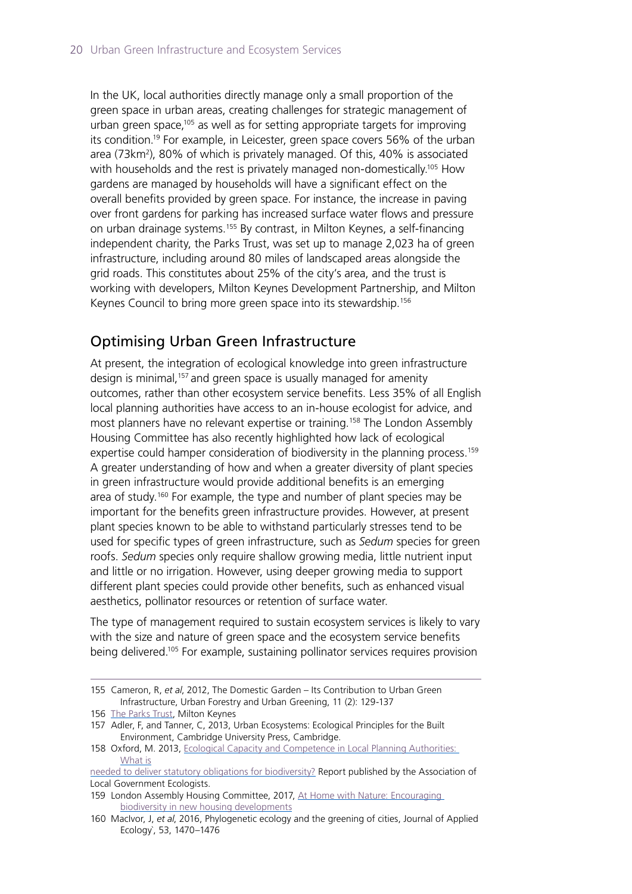In the UK, local authorities directly manage only a small proportion of the green space in urban areas, creating challenges for strategic management of urban green space,[105] as well as for setting appropriate targets for improving its condition.[19] For example, in Leicester, green space covers 56% of the urban area (73km$^2$), 80% of which is privately managed. Of this, 40% is associated with households and the rest is privately managed non-domestically.[105] How gardens are managed by households will have a significant effect on the overall benefits provided by green space. For instance, the increase in paving over front gardens for parking has increased surface water flows and pressure on urban drainage systems.[155] By contrast, in Milton Keynes, a self-financing independent charity, the Parks Trust, was set up to manage 2,023 ha of green infrastructure, including around 80 miles of landscaped areas alongside the grid roads. This constitutes about 25% of the city's area, and the trust is working with developers, Milton Keynes Development Partnership, and Milton Keynes Council to bring more green space into its stewardship.[156]

## Optimising Urban Green Infrastructure

At present, the integration of ecological knowledge into green infrastructure design is minimal,[157] and green space is usually managed for amenity outcomes, rather than other ecosystem service benefits. Less 35% of all English local planning authorities have access to an in-house ecologist for advice, and most planners have no relevant expertise or training.[158] The London Assembly Housing Committee has also recently highlighted how lack of ecological expertise could hamper consideration of biodiversity in the planning process.[159] A greater understanding of how and when a greater diversity of plant species in green infrastructure would provide additional benefits is an emerging area of study.[160] For example, the type and number of plant species may be important for the benefits green infrastructure provides. However, at present plant species known to be able to withstand particularly stresses tend to be used for specific types of green infrastructure, such as *Sedum* species for green roofs. *Sedum* species only require shallow growing media, little nutrient input and little or no irrigation. However, using deeper growing media to support different plant species could provide other benefits, such as enhanced visual aesthetics, pollinator resources or retention of surface water.

The type of management required to sustain ecosystem services is likely to vary with the size and nature of green space and the ecosystem service benefits being delivered.[105] For example, sustaining pollinator services requires provision

155 Cameron, R, *et al*, 2012, The Domestic Garden – Its Contribution to Urban Green Infrastructure, Urban Forestry and Urban Greening, 11 (2): 129-137

156 The Parks Trust, Milton Keynes

157 Adler, F, and Tanner, C, 2013, Urban Ecosystems: Ecological Principles for the Built Environment, Cambridge University Press, Cambridge.

158 Oxford, M. 2013, Ecological Capacity and Competence in Local Planning Authorities: What is needed to deliver statutory obligations for biodiversity? Report published by the Association of Local Government Ecologists.

159 London Assembly Housing Committee, 2017, At Home with Nature: Encouraging biodiversity in new housing developments

160 MacIvor, J, *et al*, 2016, Phylogenetic ecology and the greening of cities, Journal of Applied Ecology`, 53, 1470–1476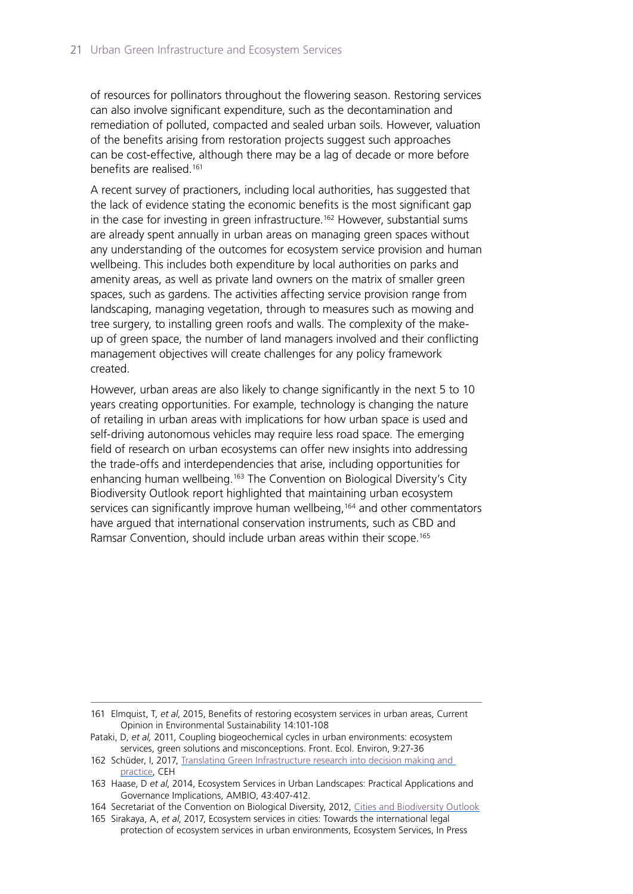of resources for pollinators throughout the flowering season. Restoring services can also involve significant expenditure, such as the decontamination and remediation of polluted, compacted and sealed urban soils. However, valuation of the benefits arising from restoration projects suggest such approaches can be cost-effective, although there may be a lag of decade or more before benefits are realised.[161]

A recent survey of practioners, including local authorities, has suggested that the lack of evidence stating the economic benefits is the most significant gap in the case for investing in green infrastructure.[162] However, substantial sums are already spent annually in urban areas on managing green spaces without any understanding of the outcomes for ecosystem service provision and human wellbeing. This includes both expenditure by local authorities on parks and amenity areas, as well as private land owners on the matrix of smaller green spaces, such as gardens. The activities affecting service provision range from landscaping, managing vegetation, through to measures such as mowing and tree surgery, to installing green roofs and walls. The complexity of the make-up of green space, the number of land managers involved and their conflicting management objectives will create challenges for any policy framework created.

However, urban areas are also likely to change significantly in the next 5 to 10 years creating opportunities. For example, technology is changing the nature of retailing in urban areas with implications for how urban space is used and self-driving autonomous vehicles may require less road space. The emerging field of research on urban ecosystems can offer new insights into addressing the trade-offs and interdependencies that arise, including opportunities for enhancing human wellbeing.[163] The Convention on Biological Diversity's City Biodiversity Outlook report highlighted that maintaining urban ecosystem services can significantly improve human wellbeing,[164] and other commentators have argued that international conservation instruments, such as CBD and Ramsar Convention, should include urban areas within their scope.[165]

---

161 Elmquist, T, *et al*, 2015, Benefits of restoring ecosystem services in urban areas, Current Opinion in Environmental Sustainability 14:101-108

Pataki, D, *et al,* 2011, Coupling biogeochemical cycles in urban environments: ecosystem services, green solutions and misconceptions. Front. Ecol. Environ, 9:27-36

162 Schüder, I, 2017, [Translating Green Infrastructure research into decision making and practice](), CEH

163 Haase, D *et al*, 2014, Ecosystem Services in Urban Landscapes: Practical Applications and Governance Implications, AMBIO, 43:407-412.

164 Secretariat of the Convention on Biological Diversity, 2012, [Cities and Biodiversity Outlook]()

165 Sirakaya, A, *et al*, 2017, Ecosystem services in cities: Towards the international legal protection of ecosystem services in urban environments, Ecosystem Services, In Press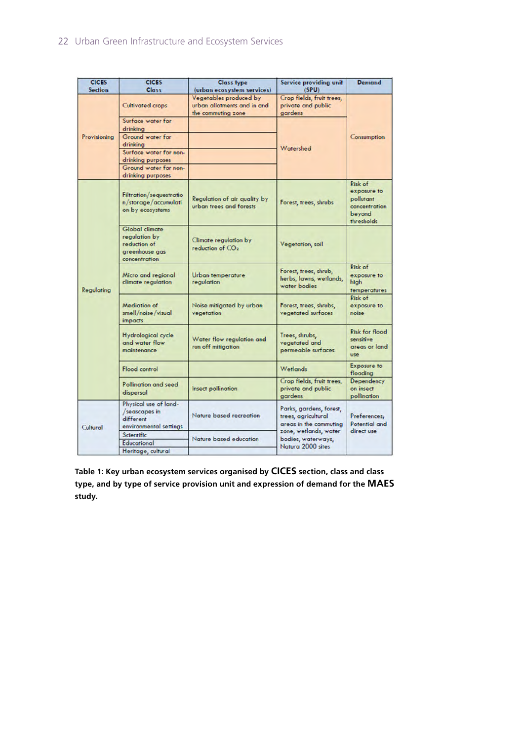| CICES Section | CICES Class | Class type (urban ecosystem services) | Service providing unit (SPU) | Demand |
|---|---|---|---|---|
| Provisioning | Cultivated crops | Vegetables produced by urban allotments and in and the commuting zone | Crop fields, fruit trees, private and public gardens | Consumption |
| | Surface water for drinking | | Watershed | |
| | Ground water for drinking | | | |
| | Surface water for non-drinking purposes | | | |
| | Ground water for non-drinking purposes | | | |
| Regulating | Filtration/sequestration/storage/accumulation by ecosystems | Regulation of air quality by urban trees and forests | Forest, trees, shrubs | Risk of exposure to pollutant concentration beyond thresholds |
| | Global climate regulation by reduction of greenhouse gas concentration | Climate regulation by reduction of $CO_2$ | Vegetation, soil | |
| | Micro and regional climate regulation | Urban temperature regulation | Forest, trees, shrub, herbs, lawns, wetlands, water bodies | Risk of exposure to high temperatures |
| | Mediation of smell/noise/visual impacts | Noise mitigated by urban vegetation | Forest, trees, shrubs, vegetated surfaces | Risk of exposure to noise |
| | Hydrological cycle and water flow maintenance | Water flow regulation and run off mitigation | Trees, shrubs, vegetated and permeable surfaces | Risk for flood sensitive areas or land use |
| | Flood control | | Wetlands | Exposure to flooding |
| | Pollination and seed dispersal | Insect pollination | Crop fields, fruit trees, private and public gardens | Dependency on insect pollination |
| Cultural | Physical use of land-/seascapes in different environmental settings | Nature based recreation | Parks, gardens, forest, trees, agricultural areas in the commuting zone, wetlands, water bodies, waterways, Natura 2000 sites | Preferences; Potential and direct use |
| | Scientific | Nature based education | | |
| | Educational | | | |
| | Heritage, cultural | | | |

**Table 1: Key urban ecosystem services organised by CICES section, class and class type, and by type of service provision unit and expression of demand for the MAES study.**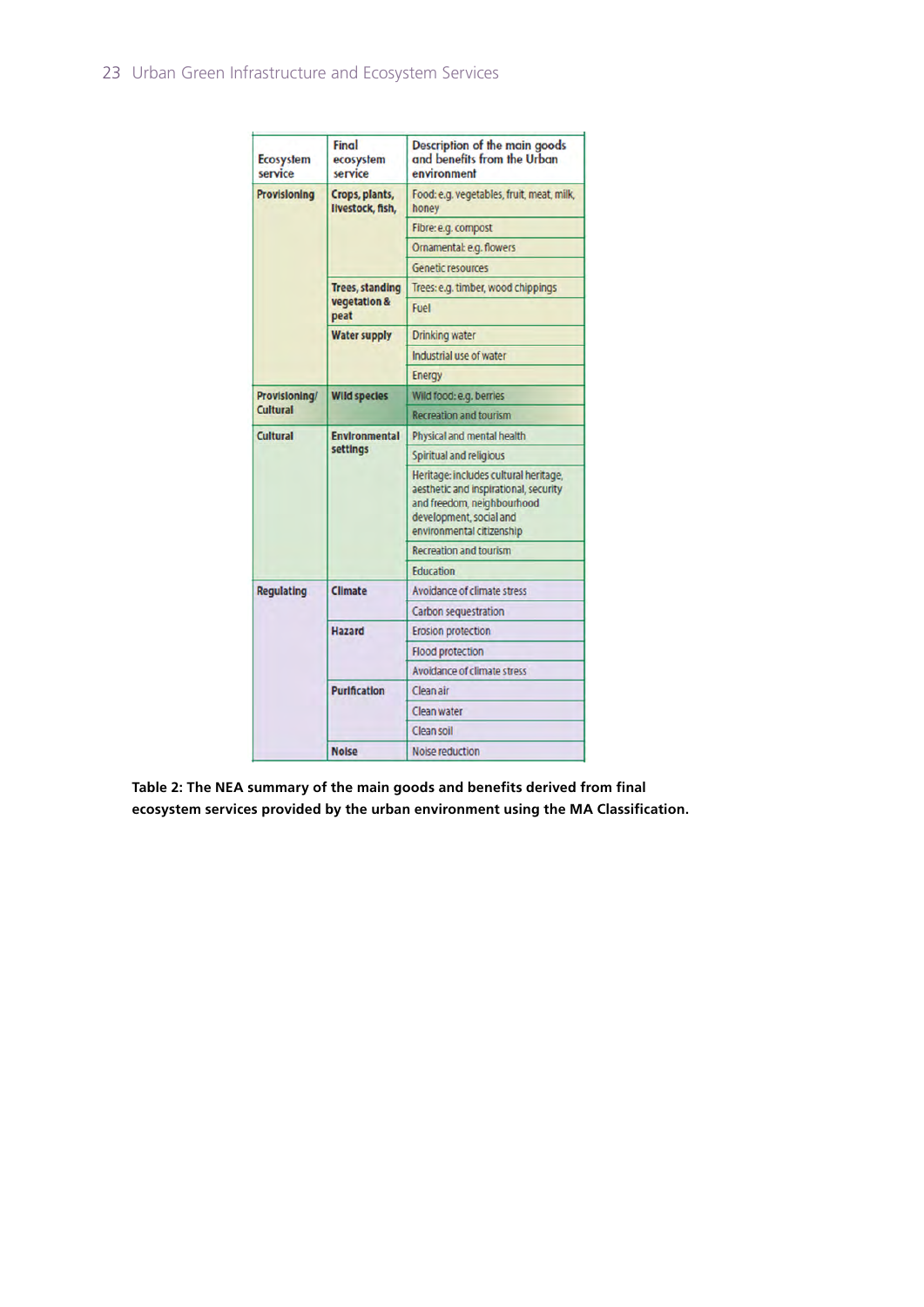| Ecosystem service | Final ecosystem service | Description of the main goods and benefits from the Urban environment |
|---|---|---|
| **Provisioning** | **Crops, plants, livestock, fish,** | Food: e.g. vegetables, fruit, meat, milk, honey |
| | | Fibre: e.g. compost |
| | | Ornamental: e.g. flowers |
| | | Genetic resources |
| | **Trees, standing vegetation & peat** | Trees: e.g. timber, wood chippings |
| | | Fuel |
| | **Water supply** | Drinking water |
| | | Industrial use of water |
| | | Energy |
| **Provisioning/ Cultural** | **Wild species** | Wild food: e.g. berries |
| | | Recreation and tourism |
| **Cultural** | **Environmental settings** | Physical and mental health |
| | | Spiritual and religious |
| | | Heritage: includes cultural heritage, aesthetic and inspirational, security and freedom, neighbourhood development, social and environmental citizenship |
| | | Recreation and tourism |
| | | Education |
| **Regulating** | **Climate** | Avoidance of climate stress |
| | | Carbon sequestration |
| | **Hazard** | Erosion protection |
| | | Flood protection |
| | | Avoidance of climate stress |
| | **Purification** | Clean air |
| | | Clean water |
| | | Clean soil |
| | **Noise** | Noise reduction |

**Table 2: The NEA summary of the main goods and benefits derived from final ecosystem services provided by the urban environment using the MA Classification.**